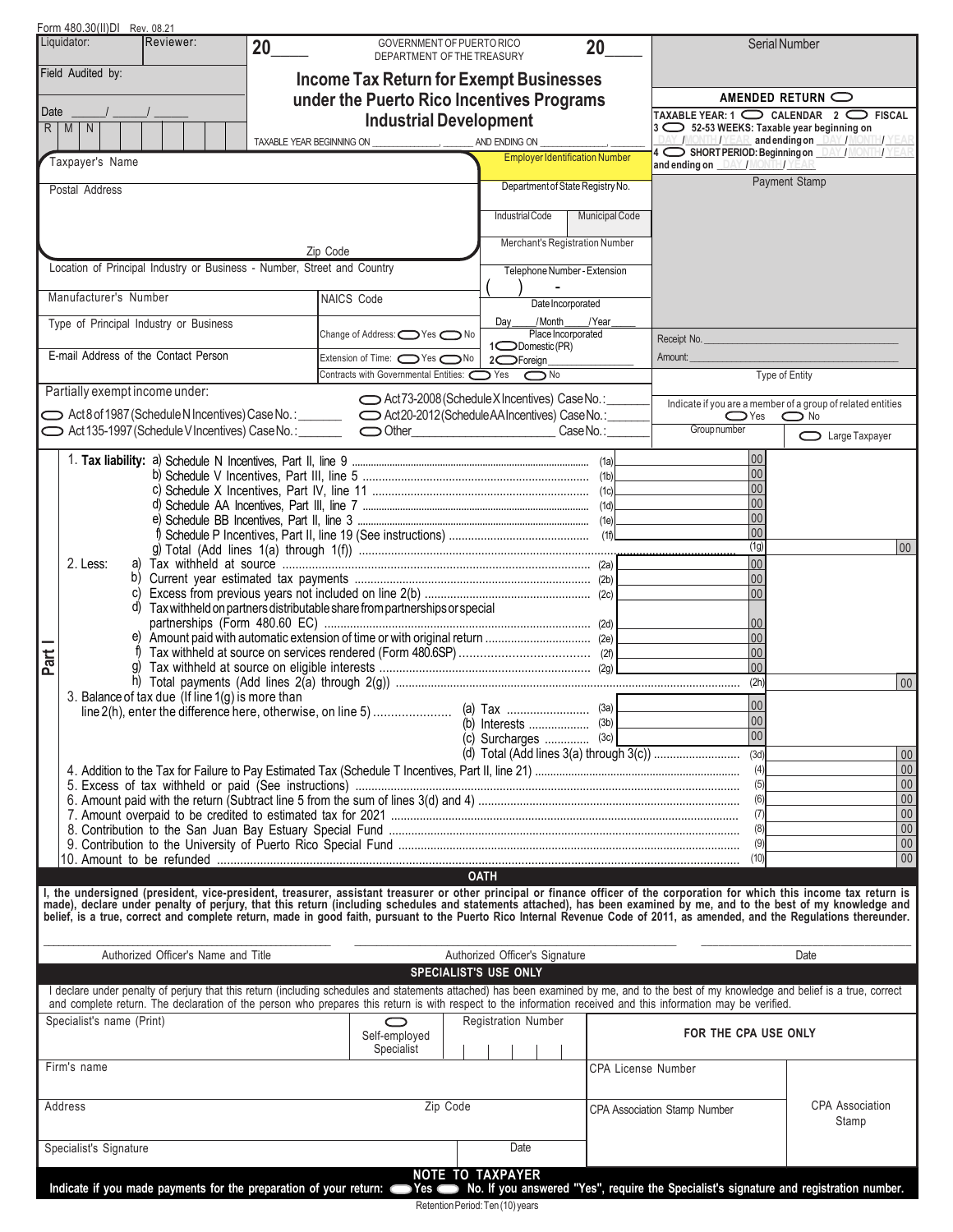Form 480.30(II)DI Rev. 08.21

Liquidator: | Reviewer: | 20____

Field Audited by:

Date ____/____/____

R | M | N

GOVERNMENT OF PUERTO RICO
DEPARTMENT OF THE TREASURY

20____

# Income Tax Return for Exempt Businesses under the Puerto Rico Incentives Programs Industrial Development

TAXABLE YEAR BEGINNING ON ____________, ______ AND ENDING ON ____________, ______

Serial Number

AMENDED RETURN ⬭

TAXABLE YEAR: 1 ⬭ CALENDAR 2 ⬭ FISCAL
3 ⬭ 52-53 WEEKS: Taxable year beginning on DAY/MONTH/YEAR and ending on DAY/MONTH/YEAR
4 ⬭ SHORT PERIOD: Beginning on DAY/MONTH/YEAR and ending on DAY/MONTH/YEAR

Payment Stamp

Receipt No. ____________

Amount: ____________

Type of Entity

Taxpayer's Name

Postal Address

Zip Code

Employer Identification Number

Department of State Registry No.

Industrial Code | Municipal Code

Merchant's Registration Number

Telephone Number - Extension ( ) -

Location of Principal Industry or Business - Number, Street and Country

Manufacturer's Number | NAICS Code

Date Incorporated: Day____/Month____/Year____

Type of Principal Industry or Business

Change of Address: ⬭ Yes ⬭ No

Place Incorporated: 1 ⬭ Domestic (PR) 2 ⬭ Foreign ____________

E-mail Address of the Contact Person

Extension of Time: ⬭ Yes ⬭ No

Contracts with Governmental Entities: ⬭ Yes ⬭ No

Partially exempt income under:

⬭ Act 8 of 1987 (Schedule N Incentives) Case No.: ______
⬭ Act 135-1997 (Schedule V Incentives) Case No.: ______
⬭ Act 73-2008 (Schedule X Incentives) Case No.: ______
⬭ Act 20-2012 (Schedule AA Incentives) Case No.: ______
⬭ Other ____________ Case No.: ______

Indicate if you are a member of a group of related entities ⬭ Yes ⬭ No

Group number

⬭ Large Taxpayer

## Part I

1. **Tax liability:**
   - a) Schedule N Incentives, Part II, line 9 ........ (1a) ______ 00
   - b) Schedule V Incentives, Part III, line 5 ........ (1b) ______ 00
   - c) Schedule X Incentives, Part IV, line 11 ........ (1c) ______ 00
   - d) Schedule AA Incentives, Part III, line 7 ........ (1d) ______ 00
   - e) Schedule BB Incentives, Part II, line 3 ........ (1e) ______ 00
   - f) Schedule P Incentives, Part II, line 19 (See instructions) ........ (1f) ______ 00
   - g) Total (Add lines 1(a) through 1(f)) ........ (1g) ______ 00
2. Less:
   - a) Tax withheld at source ........ (2a) ______ 00
   - b) Current year estimated tax payments ........ (2b) ______ 00
   - c) Excess from previous years not included on line 2(b) ........ (2c) ______ 00
   - d) Tax withheld on partners distributable share from partnerships or special partnerships (Form 480.60 EC) ........ (2d) ______ 00
   - e) Amount paid with automatic extension of time or with original return ........ (2e) ______ 00
   - f) Tax withheld at source on services rendered (Form 480.6SP) ........ (2f) ______ 00
   - g) Tax withheld at source on eligible interests ........ (2g) ______ 00
   - h) Total payments (Add lines 2(a) through 2(g)) ........ (2h) ______ 00
3. Balance of tax due (If line 1(g) is more than line 2(h), enter the difference here, otherwise, on line 5) ........
   - (a) Tax ........ (3a) ______ 00
   - (b) Interests ........ (3b) ______ 00
   - (c) Surcharges ........ (3c) ______ 00
   - (d) Total (Add lines 3(a) through 3(c)) ........ (3d) ______ 00
4. Addition to the Tax for Failure to Pay Estimated Tax (Schedule T Incentives, Part II, line 21) ........ (4) ______ 00
5. Excess of tax withheld or paid (See instructions) ........ (5) ______ 00
6. Amount paid with the return (Subtract line 5 from the sum of lines 3(d) and 4) ........ (6) ______ 00
7. Amount overpaid to be credited to estimated tax for 2021 ........ (7) ______ 00
8. Contribution to the San Juan Bay Estuary Special Fund ........ (8) ______ 00
9. Contribution to the University of Puerto Rico Special Fund ........ (9) ______ 00
10. Amount to be refunded ........ (10) ______ 00

## OATH

**I, the undersigned (president, vice-president, treasurer, assistant treasurer or other principal or finance officer of the corporation for which this income tax return is made), declare under penalty of perjury, that this return (including schedules and statements attached), has been examined by me, and to the best of my knowledge and belief, is a true, correct and complete return, made in good faith, pursuant to the Puerto Rico Internal Revenue Code of 2011, as amended, and the Regulations thereunder.**

Authorized Officer's Name and Title | Authorized Officer's Signature | Date

## SPECIALIST'S USE ONLY

I declare under penalty of perjury that this return (including schedules and statements attached) has been examined by me, and to the best of my knowledge and belief is a true, correct and complete return. The declaration of the person who prepares this return is with respect to the information received and this information may be verified.

| Specialist's name (Print) | ⬭ Self-employed Specialist | Registration Number | FOR THE CPA USE ONLY | |
|---|---|---|---|---|
| Firm's name | | | CPA License Number | CPA Association Stamp |
| Address | Zip Code | | CPA Association Stamp Number | |
| Specialist's Signature | Date | | | |

## NOTE TO TAXPAYER

**Indicate if you made payments for the preparation of your return: ⬭ Yes ⬭ No. If you answered "Yes", require the Specialist's signature and registration number.**

Retention Period: Ten (10) years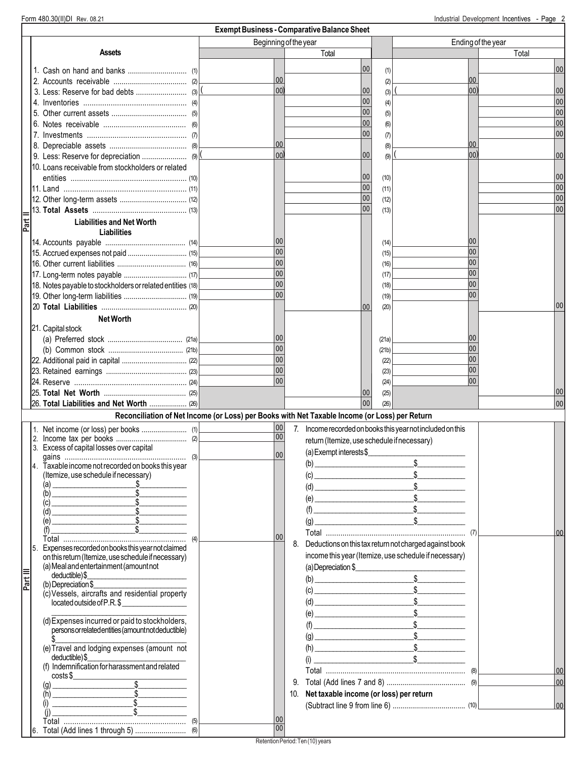## Exempt Business - Comparative Balance Sheet

**Part II**

| Assets | | Beginning of the year | Total | | Ending of the year | Total |
|---|---|---|---|---|---|---|
| 1. Cash on hand and banks | (1) | | 00 | (1) | | 00 |
| 2. Accounts receivable | (2) | 00 | | (2) | 00 | |
| 3. Less: Reserve for bad debts | (3) | ( 00) | 00 | (3) | ( 00) | 00 |
| 4. Inventories | (4) | | 00 | (4) | | 00 |
| 5. Other current assets | (5) | | 00 | (5) | | 00 |
| 6. Notes receivable | (6) | | 00 | (6) | | 00 |
| 7. Investments | (7) | | 00 | (7) | | 00 |
| 8. Depreciable assets | (8) | 00 | | (8) | 00 | |
| 9. Less: Reserve for depreciation | (9) | ( 00) | 00 | (9) | ( 00) | 00 |
| 10. Loans receivable from stockholders or related entities | (10) | | 00 | (10) | | 00 |
| 11. Land | (11) | | 00 | (11) | | 00 |
| 12. Other long-term assets | (12) | | 00 | (12) | | 00 |
| 13. **Total Assets** | (13) | | 00 | (13) | | 00 |
| **Liabilities and Net Worth** | | | | | | |
| **Liabilities** | | | | | | |
| 14. Accounts payable | (14) | 00 | | (14) | 00 | |
| 15. Accrued expenses not paid | (15) | 00 | | (15) | 00 | |
| 16. Other current liabilities | (16) | 00 | | (16) | 00 | |
| 17. Long-term notes payable | (17) | 00 | | (17) | 00 | |
| 18. Notes payable to stockholders or related entities | (18) | 00 | | (18) | 00 | |
| 19. Other long-term liabilities | (19) | 00 | | (19) | 00 | |
| 20 **Total Liabilities** | (20) | | 00 | (20) | | 00 |
| **Net Worth** | | | | | | |
| 21. Capital stock | | | | | | |
| (a) Preferred stock | (21a) | 00 | | (21a) | 00 | |
| (b) Common stock | (21b) | 00 | | (21b) | 00 | |
| 22. Additional paid in capital | (22) | 00 | | (22) | 00 | |
| 23. Retained earnings | (23) | 00 | | (23) | 00 | |
| 24. Reserve | (24) | 00 | | (24) | 00 | |
| 25. **Total Net Worth** | (25) | | 00 | (25) | | 00 |
| 26. **Total Liabilities and Net Worth** | (26) | | 00 | (26) | | 00 |

## Reconciliation of Net Income (or Loss) per Books with Net Taxable Income (or Loss) per Return

**Part III**

| | | |
|---|---|---|
| 1. Net income (or loss) per books | (1) | 00 |
| 2. Income tax per books | (2) | 00 |
| 3. Excess of capital losses over capital gains | (3) | 00 |
| 4. Taxable income not recorded on books this year (Itemize, use schedule if necessary)<br>(a) ________ $______<br>(b) ________ $______<br>(c) ________ $______<br>(d) ________ $______<br>(e) ________ $______<br>(f) ________ $______<br>Total | (4) | 00 |
| 5. Expenses recorded on books this year not claimed on this return (Itemize, use schedule if necessary)<br>(a) Meal and entertainment (amount not deductible) $______<br>(b) Depreciation $______<br>(c) Vessels, aircrafts and residential property located outside of P.R. $______<br>(d) Expenses incurred or paid to stockholders, persons or related entities (amount not deductible) $______<br>(e) Travel and lodging expenses (amount not deductible) $______<br>(f) Indemnification for harassment and related costs $______<br>(g) ________ $______<br>(h) ________ $______<br>(i) ________ $______<br>(j) ________ $______<br>Total | (5) | 00 |
| 6. Total (Add lines 1 through 5) | (6) | 00 |

| | | |
|---|---|---|
| 7. Income recorded on books this year not included on this return (Itemize, use schedule if necessary)<br>(a) Exempt interests $______<br>(b) ________ $______<br>(c) ________ $______<br>(d) ________ $______<br>(e) ________ $______<br>(f) ________ $______<br>(g) ________ $______<br>Total | (7) | 00 |
| 8. Deductions on this tax return not charged against book income this year (Itemize, use schedule if necessary)<br>(a) Depreciation $______<br>(b) ________ $______<br>(c) ________ $______<br>(d) ________ $______<br>(e) ________ $______<br>(f) ________ $______<br>(g) ________ $______<br>(h) ________ $______<br>(i) ________ $______<br>Total | (8) | 00 |
| 9. Total (Add lines 7 and 8) | (9) | 00 |
| 10. **Net taxable income (or loss) per return** (Subtract line 9 from line 6) | (10) | 00 |

Retention Period: Ten (10) years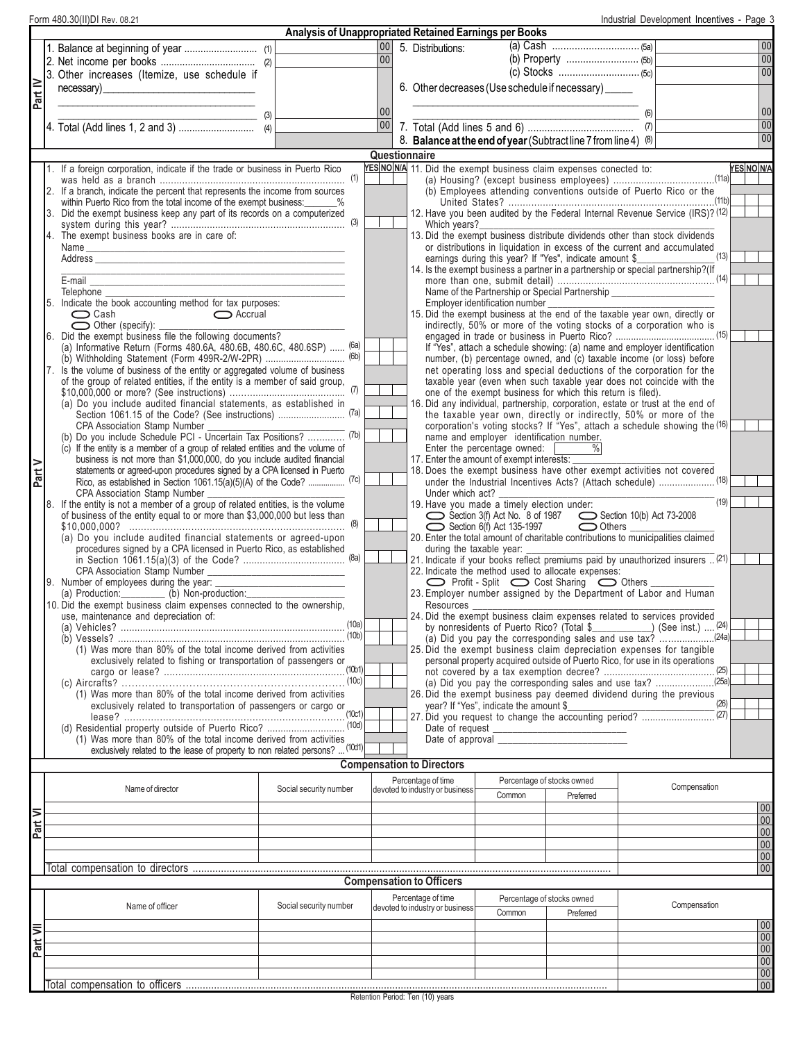Form 480.30(II)DI Rev. 08.21

Industrial Development Incentives - Page 3

## Part IV — Analysis of Unappropriated Retained Earnings per Books

| | | | | | |
|---|---|---|---|---|---|
| 1. Balance at beginning of year | (1) | 00 | 5. Distributions: (a) Cash | (5a) | 00 |
| 2. Net income per books | (2) | 00 | (b) Property | (5b) | 00 |
| 3. Other increases (Itemize, use schedule if necessary)\_\_\_\_\_\_\_\_\_\_ | (3) | 00 | (c) Stocks | (5c) | 00 |
| | | | 6. Other decreases (Use schedule if necessary) \_\_\_\_\_ | (6) | 00 |
| 4. Total (Add lines 1, 2 and 3) | (4) | 00 | 7. Total (Add lines 5 and 6) | (7) | 00 |
| | | | 8. **Balance at the end of year** (Subtract line 7 from line 4) | (8) | 00 |

## Part V — Questionnaire

| Question | YES | NO | N/A |
|---|---|---|---|
| 1. If a foreign corporation, indicate if the trade or business in Puerto Rico was held as a branch (1) | | | |
| 2. If a branch, indicate the percent that represents the income from sources within Puerto Rico from the total income of the exempt business: \_\_\_\_\_\_% | | | |
| 3. Did the exempt business keep any part of its records on a computerized system during this year? (3) | | | |
| 4. The exempt business books are in care of: Name \_\_\_\_\_ Address \_\_\_\_\_ E-mail \_\_\_\_\_ Telephone \_\_\_\_\_ | | | |
| 5. Indicate the book accounting method for tax purposes: ◯ Cash ◯ Accrual ◯ Other (specify): \_\_\_\_\_ | | | |
| 6. Did the exempt business file the following documents? | | | |
| (a) Informative Return (Forms 480.6A, 480.6B, 480.6C, 480.6SP) (6a) | | | |
| (b) Withholding Statement (Form 499R-2/W-2PR) (6b) | | | |
| 7. Is the volume of business of the entity or aggregated volume of business of the group of related entities, if the entity is a member of said group, $10,000,000 or more? (See instructions) (7) | | | |
| (a) Do you include audited financial statements, as established in Section 1061.15 of the Code? (See instructions) (7a) CPA Association Stamp Number \_\_\_\_\_ | | | |
| (b) Do you include Schedule PCI - Uncertain Tax Positions? (7b) | | | |
| (c) If the entity is a member of a group of related entities and the volume of business is not more than $1,000,000, do you include audited financial statements or agreed-upon procedures signed by a CPA licensed in Puerto Rico, as established in Section 1061.15(a)(5)(A) of the Code? (7c) CPA Association Stamp Number \_\_\_\_\_ | | | |
| 8. If the entity is not a member of a group of related entities, is the volume of business of the entity equal to or more than $3,000,000 but less than $10,000,000? (8) | | | |
| (a) Do you include audited financial statements or agreed-upon procedures signed by a CPA licensed in Puerto Rico, as established in Section 1061.15(a)(3) of the Code? (8a) CPA Association Stamp Number \_\_\_\_\_ | | | |
| 9. Number of employees during the year: \_\_\_\_\_ (a) Production: \_\_\_\_\_ (b) Non-production: \_\_\_\_\_ | | | |
| 10. Did the exempt business claim expenses connected to the ownership, use, maintenance and depreciation of: | | | |
| (a) Vehicles? (10a) | | | |
| (b) Vessels? (10b) | | | |
| (1) Was more than 80% of the total income derived from activities exclusively related to fishing or transportation of passengers or cargo or lease? (10b1) | | | |
| (c) Aircrafts? (10c) | | | |
| (1) Was more than 80% of the total income derived from activities exclusively related to transportation of passengers or cargo or lease? (10c1) | | | |
| (d) Residential property outside of Puerto Rico? (10d) | | | |
| (1) Was more than 80% of the total income derived from activities exclusively related to the lease of property to non related persons? (10d1) | | | |
| 11. Did the exempt business claim expenses conected to: | | | |
| (a) Housing? (except business employees) (11a) | | | |
| (b) Employees attending conventions outside of Puerto Rico or the United States? (11b) | | | |
| 12. Have you been audited by the Federal Internal Revenue Service (IRS)? (12) Which years? \_\_\_\_\_ | | | |
| 13. Did the exempt business distribute dividends other than stock dividends or distributions in liquidation in excess of the current and accumulated earnings during this year? If "Yes", indicate amount $\_\_\_\_\_ (13) | | | |
| 14. Is the exempt business a partner in a partnership or special partnership? (If more than one, submit detail) (14) Name of the Partnership or Special Partnership \_\_\_\_\_ Employer identification number \_\_\_\_\_ | | | |
| 15. Did the exempt business at the end of the taxable year own, directly or indirectly, 50% or more of the voting stocks of a corporation who is engaged in trade or business in Puerto Rico? (15) If "Yes", attach a schedule showing: (a) name and employer identification number, (b) percentage owned, and (c) taxable income (or loss) before net operating loss and special deductions of the corporation for the taxable year (even when such taxable year does not coincide with the one of the exempt business for which this return is filed). | | | |
| 16. Did any individual, partnership, corporation, estate or trust at the end of the taxable year own, directly or indirectly, 50% or more of the corporation's voting stocks? If "Yes", attach a schedule showing the name and employer identification number. (16) Enter the percentage owned: \_\_\_\_\_% | | | |
| 17. Enter the amount of exempt interests: \_\_\_\_\_ | | | |
| 18. Does the exempt business have other exempt activities not covered under the Industrial Incentives Acts? (Attach schedule) (18) Under which act? \_\_\_\_\_ | | | |
| 19. Have you made a timely election under: ◯ Section 3(f) Act No. 8 of 1987 ◯ Section 10(b) Act 73-2008 ◯ Section 6(f) Act 135-1997 ◯ Others \_\_\_\_\_ (19) | | | |
| 20. Enter the total amount of charitable contributions to municipalities claimed during the taxable year: \_\_\_\_\_ | | | |
| 21. Indicate if your books reflect premiums paid by unauthorized insurers (21) | | | |
| 22. Indicate the method used to allocate expenses: ◯ Profit - Split ◯ Cost Sharing ◯ Others \_\_\_\_\_ | | | |
| 23. Employer number assigned by the Department of Labor and Human Resources \_\_\_\_\_ | | | |
| 24. Did the exempt business claim expenses related to services provided by nonresidents of Puerto Rico? (Total $\_\_\_\_\_) (See inst.) (24) | | | |
| (a) Did you pay the corresponding sales and use tax? (24a) | | | |
| 25. Did the exempt business claim depreciation expenses for tangible personal property acquired outside of Puerto Rico, for use in its operations not covered by a tax exemption decree? (25) | | | |
| (a) Did you pay the corresponding sales and use tax? (25a) | | | |
| 26. Did the exempt business pay deemed dividend during the previous year? If "Yes", indicate the amount $\_\_\_\_\_ (26) | | | |
| 27. Did you request to change the accounting period? (27) Date of request \_\_\_\_\_ Date of approval \_\_\_\_\_ | | | |

## Part VI — Compensation to Directors

| Name of director | Social security number | Percentage of time devoted to industry or business | Percentage of stocks owned: Common | Percentage of stocks owned: Preferred | Compensation |
|---|---|---|---|---|---|
| | | | | | 00 |
| | | | | | 00 |
| | | | | | 00 |
| | | | | | 00 |
| | | | | | 00 |
| Total compensation to directors | | | | | 00 |

## Part VII — Compensation to Officers

| Name of officer | Social security number | Percentage of time devoted to industry or business | Percentage of stocks owned: Common | Percentage of stocks owned: Preferred | Compensation |
|---|---|---|---|---|---|
| | | | | | 00 |
| | | | | | 00 |
| | | | | | 00 |
| | | | | | 00 |
| | | | | | 00 |
| Total compensation to officers | | | | | 00 |

Retention Period: Ten (10) years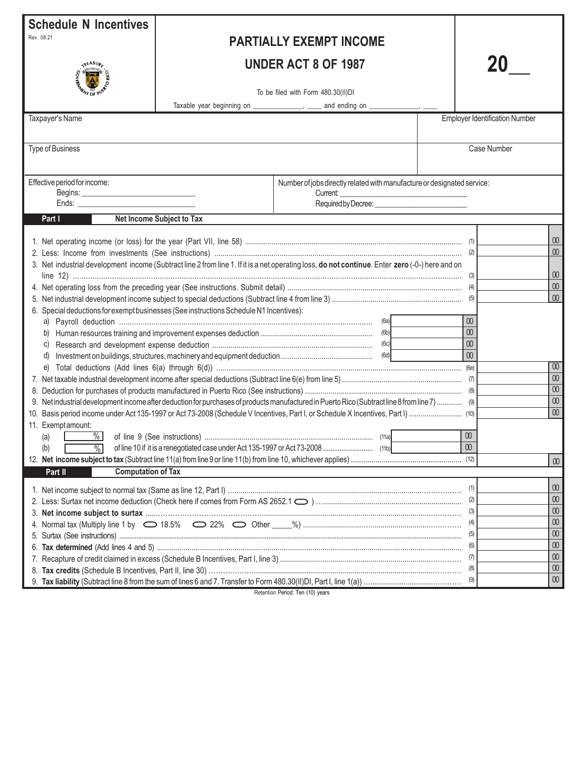# Schedule N Incentives

Rev. 08.21

## PARTIALLY EXEMPT INCOME UNDER ACT 8 OF 1987

To be filed with Form 480.30(II)DI

Taxable year beginning on _____________, ____ and ending on _____________, ____

**20__**

| Taxpayer's Name | Employer Identification Number |
|---|---|
| | |
| Type of Business | Case Number |
| | |

Effective period for income:
Begins: ___________________________
Ends: ___________________________

Number of jobs directly related with manufacture or designated service:
Current: ___________________________
Required by Decree: ______________________

## Part I Net Income Subject to Tax

| Line | Description | | | Amount |
|---|---|---|---|---|
| 1. | Net operating income (or loss) for the year (Part VII, line 58) | | (1) | 00 |
| 2. | Less: Income from investments (See instructions) | | (2) | 00 |
| 3. | Net industrial development income (Subtract line 2 from line 1. If it is a net operating loss, **do not continue**. Enter **zero** (-0-) here and on line 12) | | (3) | 00 |
| 4. | Net operating loss from the preceding year (See instructions. Submit detail) | | (4) | 00 |
| 5. | Net industrial development income subject to special deductions (Subtract line 4 from line 3) | | (5) | 00 |
| 6. | Special deductions for exempt businesses (See instructions Schedule N1 Incentives): | | | |
| | a) Payroll deduction | (6a) 00 | | |
| | b) Human resources training and improvement expenses deduction | (6b) 00 | | |
| | c) Research and development expense deduction | (6c) 00 | | |
| | d) Investment on buildings, structures, machinery and equipment deduction | (6d) 00 | | |
| | e) Total deductions (Add lines 6(a) through 6(d)) | | (6e) | 00 |
| 7. | Net taxable industrial development income after special deductions (Subtract line 6(e) from line 5) | | (7) | 00 |
| 8. | Deduction for purchases of products manufactured in Puerto Rico (See instructions) | | (8) | 00 |
| 9. | Net industrial development income after deduction for purchases of products manufactured in Puerto Rico (Subtract line 8 from line 7) | | (9) | 00 |
| 10. | Basis period income under Act 135-1997 or Act 73-2008 (Schedule V Incentives, Part I, or Schedule X Incentives, Part I) | | (10) | 00 |
| 11. | Exempt amount: | | | |
| | (a) ____ % of line 9 (See instructions) | (11a) 00 | | |
| | (b) ____ % of line 10 if it is a renegotiated case under Act 135-1997 or Act 73-2008 | (11b) 00 | | |
| 12. | **Net income subject to tax** (Subtract line 11(a) from line 9 or line 11(b) from line 10, whichever applies) | | (12) | 00 |

## Part II Computation of Tax

| Line | Description | | Amount |
|---|---|---|---|
| 1. | Net income subject to normal tax (Same as line 12, Part I) | (1) | 00 |
| 2. | Less: Surtax net income deduction (Check here if comes from Form AS 2652.1 ⬭ ) | (2) | 00 |
| 3. | **Net income subject to surtax** | (3) | 00 |
| 4. | Normal tax (Multiply line 1 by ⬭ 18.5% ⬭ 22% ⬭ Other ____%) | (4) | 00 |
| 5. | Surtax (See instructions) | (5) | 00 |
| 6. | **Tax determined** (Add lines 4 and 5) | (6) | 00 |
| 7. | Recapture of credit claimed in excess (Schedule B Incentives, Part I, line 3) | (7) | 00 |
| 8. | **Tax credits** (Schedule B Incentives, Part II, line 30) | (8) | 00 |
| 9. | **Tax liability** (Subtract line 8 from the sum of lines 6 and 7. Transfer to Form 480.30(II)DI, Part I, line 1(a)) | (9) | 00 |

Retention Period: Ten (10) years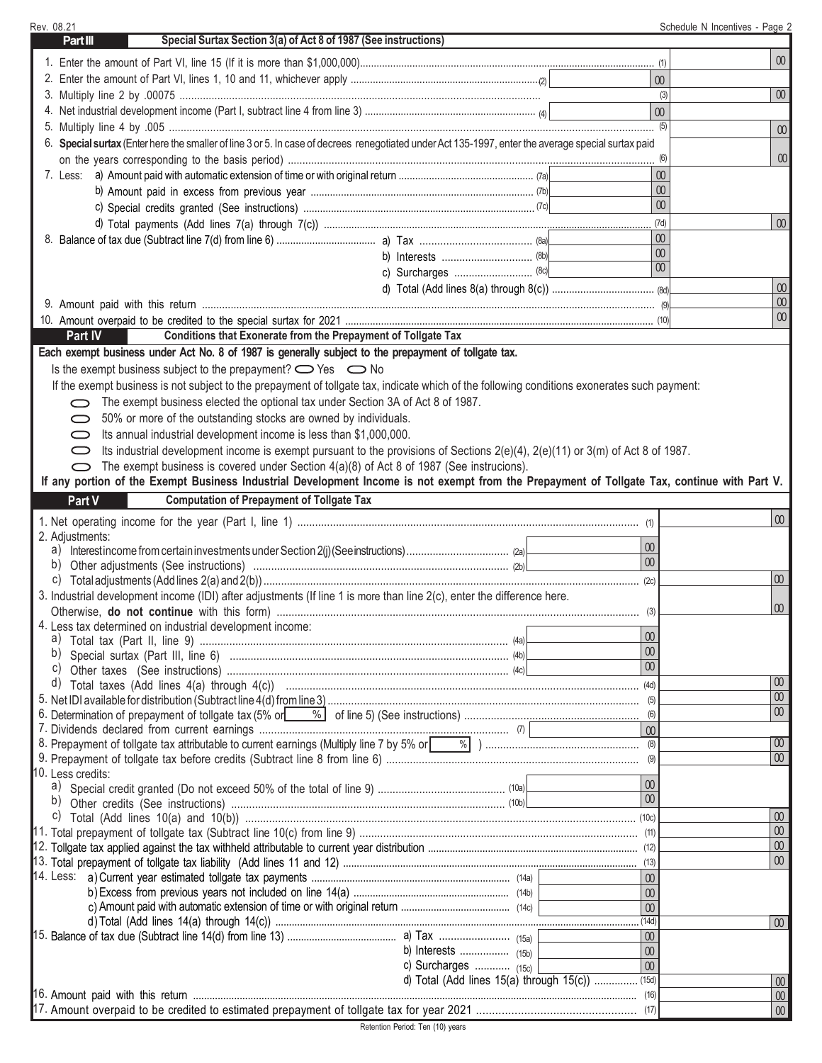## Part III Special Surtax Section 3(a) of Act 8 of 1987 (See instructions)

| | | | |
|---|---|---|---|
| 1. Enter the amount of Part VI, line 15 (If it is more than $1,000,000) | | (1) | 00 |
| 2. Enter the amount of Part VI, lines 1, 10 and 11, whichever apply (2) | 00 | | |
| 3. Multiply line 2 by .00075 | | (3) | 00 |
| 4. Net industrial development income (Part I, subtract line 4 from line 3) (4) | 00 | | |
| 5. Multiply line 4 by .005 | | (5) | 00 |
| 6. **Special surtax** (Enter here the smaller of line 3 or 5. In case of decrees renegotiated under Act 135-1997, enter the average special surtax paid on the years corresponding to the basis period) | | (6) | 00 |
| 7. Less: a) Amount paid with automatic extension of time or with original return (7a) | 00 | | |
| b) Amount paid in excess from previous year (7b) | 00 | | |
| c) Special credits granted (See instructions) (7c) | 00 | | |
| d) Total payments (Add lines 7(a) through 7(c)) | | (7d) | 00 |
| 8. Balance of tax due (Subtract line 7(d) from line 6) a) Tax (8a) | 00 | | |
| b) Interests (8b) | 00 | | |
| c) Surcharges (8c) | 00 | | |
| d) Total (Add lines 8(a) through 8(c)) | | (8d) | 00 |
| 9. Amount paid with this return | | (9) | 00 |
| 10. Amount overpaid to be credited to the special surtax for 2021 | | (10) | 00 |

## Part IV Conditions that Exonerate from the Prepayment of Tollgate Tax

**Each exempt business under Act No. 8 of 1987 is generally subject to the prepayment of tollgate tax.**

Is the exempt business subject to the prepayment? ◯ Yes ◯ No

If the exempt business is not subject to the prepayment of tollgate tax, indicate which of the following conditions exonerates such payment:

- ◯ The exempt business elected the optional tax under Section 3A of Act 8 of 1987.
- ◯ 50% or more of the outstanding stocks are owned by individuals.
- ◯ Its annual industrial development income is less than $1,000,000.
- ◯ Its industrial development income is exempt pursuant to the provisions of Sections 2(e)(4), 2(e)(11) or 3(m) of Act 8 of 1987.
- ◯ The exempt business is covered under Section 4(a)(8) of Act 8 of 1987 (See instrucions).

**If any portion of the Exempt Business Industrial Development Income is not exempt from the Prepayment of Tollgate Tax, continue with Part V.**

## Part V Computation of Prepayment of Tollgate Tax

| | | | |
|---|---|---|---|
| 1. Net operating income for the year (Part I, line 1) | | (1) | 00 |
| 2. Adjustments: | | | |
| a) Interest income from certain investments under Section 2(j) (See instructions) (2a) | 00 | | |
| b) Other adjustments (See instructions) (2b) | 00 | | |
| c) Total adjustments (Add lines 2(a) and 2(b)) | | (2c) | 00 |
| 3. Industrial development income (IDI) after adjustments (If line 1 is more than line 2(c), enter the difference here. Otherwise, **do not continue** with this form) | | (3) | 00 |
| 4. Less tax determined on industrial development income: | | | |
| a) Total tax (Part II, line 9) (4a) | 00 | | |
| b) Special surtax (Part III, line 6) (4b) | 00 | | |
| c) Other taxes (See instructions) (4c) | 00 | | |
| d) Total taxes (Add lines 4(a) through 4(c)) | | (4d) | 00 |
| 5. Net IDI available for distribution (Subtract line 4(d) from line 3) | | (5) | 00 |
| 6. Determination of prepayment of tollgate tax (5% or ___ % of line 5) (See instructions) | | (6) | 00 |
| 7. Dividends declared from current earnings (7) | 00 | | |
| 8. Prepayment of tollgate tax attributable to current earnings (Multiply line 7 by 5% or ___ %) | | (8) | 00 |
| 9. Prepayment of tollgate tax before credits (Subtract line 8 from line 6) | | (9) | 00 |
| 10. Less credits: | | | |
| a) Special credit granted (Do not exceed 50% of the total of line 9) (10a) | 00 | | |
| b) Other credits (See instructions) (10b) | 00 | | |
| c) Total (Add lines 10(a) and 10(b)) | | (10c) | 00 |
| 11. Total prepayment of tollgate tax (Subtract line 10(c) from line 9) | | (11) | 00 |
| 12. Tollgate tax applied against the tax withheld attributable to current year distribution | | (12) | 00 |
| 13. Total prepayment of tollgate tax liability (Add lines 11 and 12) | | (13) | 00 |
| 14. Less: a) Current year estimated tollgate tax payments (14a) | 00 | | |
| b) Excess from previous years not included on line 14(a) (14b) | 00 | | |
| c) Amount paid with automatic extension of time or with original return (14c) | 00 | | |
| d) Total (Add lines 14(a) through 14(c)) | | (14d) | 00 |
| 15. Balance of tax due (Subtract line 14(d) from line 13) a) Tax (15a) | 00 | | |
| b) Interests (15b) | 00 | | |
| c) Surcharges (15c) | 00 | | |
| d) Total (Add lines 15(a) through 15(c)) | | (15d) | 00 |
| 16. Amount paid with this return | | (16) | 00 |
| 17. Amount overpaid to be credited to estimated prepayment of tollgate tax for year 2021 | | (17) | 00 |

Retention Period: Ten (10) years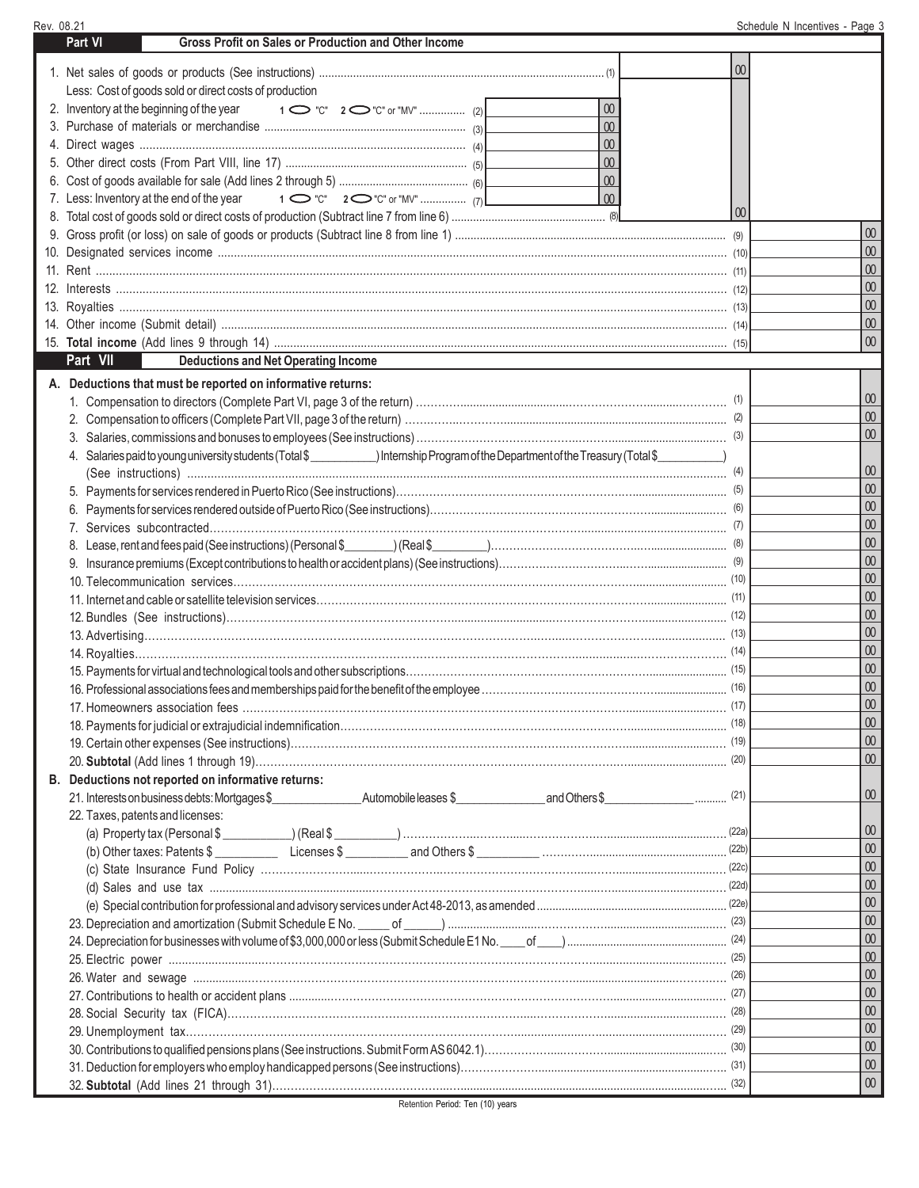## Part VI Gross Profit on Sales or Production and Other Income

| | | | |
|---|---|---|---|
| 1. Net sales of goods or products (See instructions) ........ (1) | | 00 | |
| Less: Cost of goods sold or direct costs of production | | | |
| 2. Inventory at the beginning of the year 1 ⬭ "C" 2 ⬭ "C" or "MV" ........ (2) | 00 | | |
| 3. Purchase of materials or merchandise ........ (3) | 00 | | |
| 4. Direct wages ........ (4) | 00 | | |
| 5. Other direct costs (From Part VIII, line 17) ........ (5) | 00 | | |
| 6. Cost of goods available for sale (Add lines 2 through 5) ........ (6) | 00 | | |
| 7. Less: Inventory at the end of the year 1 ⬭ "C" 2 ⬭ "C" or "MV" ........ (7) | 00 | | |
| 8. Total cost of goods sold or direct costs of production (Subtract line 7 from line 6) ........ (8) | | 00 | |
| 9. Gross profit (or loss) on sale of goods or products (Subtract line 8 from line 1) ........ (9) | | | 00 |
| 10. Designated services income ........ (10) | | | 00 |
| 11. Rent ........ (11) | | | 00 |
| 12. Interests ........ (12) | | | 00 |
| 13. Royalties ........ (13) | | | 00 |
| 14. Other income (Submit detail) ........ (14) | | | 00 |
| 15. **Total income** (Add lines 9 through 14) ........ (15) | | | 00 |

## Part VII Deductions and Net Operating Income

**A. Deductions that must be reported on informative returns:**

| | |
|---|---|
| 1. Compensation to directors (Complete Part VI, page 3 of the return) ........ (1) | 00 |
| 2. Compensation to officers (Complete Part VII, page 3 of the return) ........ (2) | 00 |
| 3. Salaries, commissions and bonuses to employees (See instructions) ........ (3) | 00 |
| 4. Salaries paid to young university students (Total $\_\_\_\_\_\_\_\_\_\_) Internship Program of the Department of the Treasury (Total $\_\_\_\_\_\_\_\_\_\_) (See instructions) ........ (4) | 00 |
| 5. Payments for services rendered in Puerto Rico (See instructions) ........ (5) | 00 |
| 6. Payments for services rendered outside of Puerto Rico (See instructions) ........ (6) | 00 |
| 7. Services subcontracted ........ (7) | 00 |
| 8. Lease, rent and fees paid (See instructions) (Personal $\_\_\_\_\_\_\_\_) (Real $\_\_\_\_\_\_\_\_) ........ (8) | 00 |
| 9. Insurance premiums (Except contributions to health or accident plans) (See instructions) ........ (9) | 00 |
| 10. Telecommunication services ........ (10) | 00 |
| 11. Internet and cable or satellite television services ........ (11) | 00 |
| 12. Bundles (See instructions) ........ (12) | 00 |
| 13. Advertising ........ (13) | 00 |
| 14. Royalties ........ (14) | 00 |
| 15. Payments for virtual and technological tools and other subscriptions ........ (15) | 00 |
| 16. Professional associations fees and memberships paid for the benefit of the employee ........ (16) | 00 |
| 17. Homeowners association fees ........ (17) | 00 |
| 18. Payments for judicial or extrajudicial indemnification ........ (18) | 00 |
| 19. Certain other expenses (See instructions) ........ (19) | 00 |
| 20. **Subtotal** (Add lines 1 through 19) ........ (20) | 00 |

**B. Deductions not reported on informative returns:**

| | |
|---|---|
| 21. Interests on business debts: Mortgages $\_\_\_\_\_\_\_\_ Automobile leases $\_\_\_\_\_\_\_\_ and Others $\_\_\_\_\_\_\_\_ ........ (21) | 00 |
| 22. Taxes, patents and licenses: | |
| (a) Property tax (Personal $\_\_\_\_\_\_\_\_) (Real $\_\_\_\_\_\_\_\_) ........ (22a) | 00 |
| (b) Other taxes: Patents $\_\_\_\_\_\_\_\_ Licenses $\_\_\_\_\_\_\_\_ and Others $\_\_\_\_\_\_\_\_ ........ (22b) | 00 |
| (c) State Insurance Fund Policy ........ (22c) | 00 |
| (d) Sales and use tax ........ (22d) | 00 |
| (e) Special contribution for professional and advisory services under Act 48-2013, as amended ........ (22e) | 00 |
| 23. Depreciation and amortization (Submit Schedule E No. \_\_\_\_\_ of \_\_\_\_\_) ........ (23) | 00 |
| 24. Depreciation for businesses with volume of $3,000,000 or less (Submit Schedule E1 No. \_\_\_\_ of \_\_\_\_) ........ (24) | 00 |
| 25. Electric power ........ (25) | 00 |
| 26. Water and sewage ........ (26) | 00 |
| 27. Contributions to health or accident plans ........ (27) | 00 |
| 28. Social Security tax (FICA) ........ (28) | 00 |
| 29. Unemployment tax ........ (29) | 00 |
| 30. Contributions to qualified pensions plans (See instructions. Submit Form AS 6042.1) ........ (30) | 00 |
| 31. Deduction for employers who employ handicapped persons (See instructions) ........ (31) | 00 |
| 32. **Subtotal** (Add lines 21 through 31) ........ (32) | 00 |

Retention Period: Ten (10) years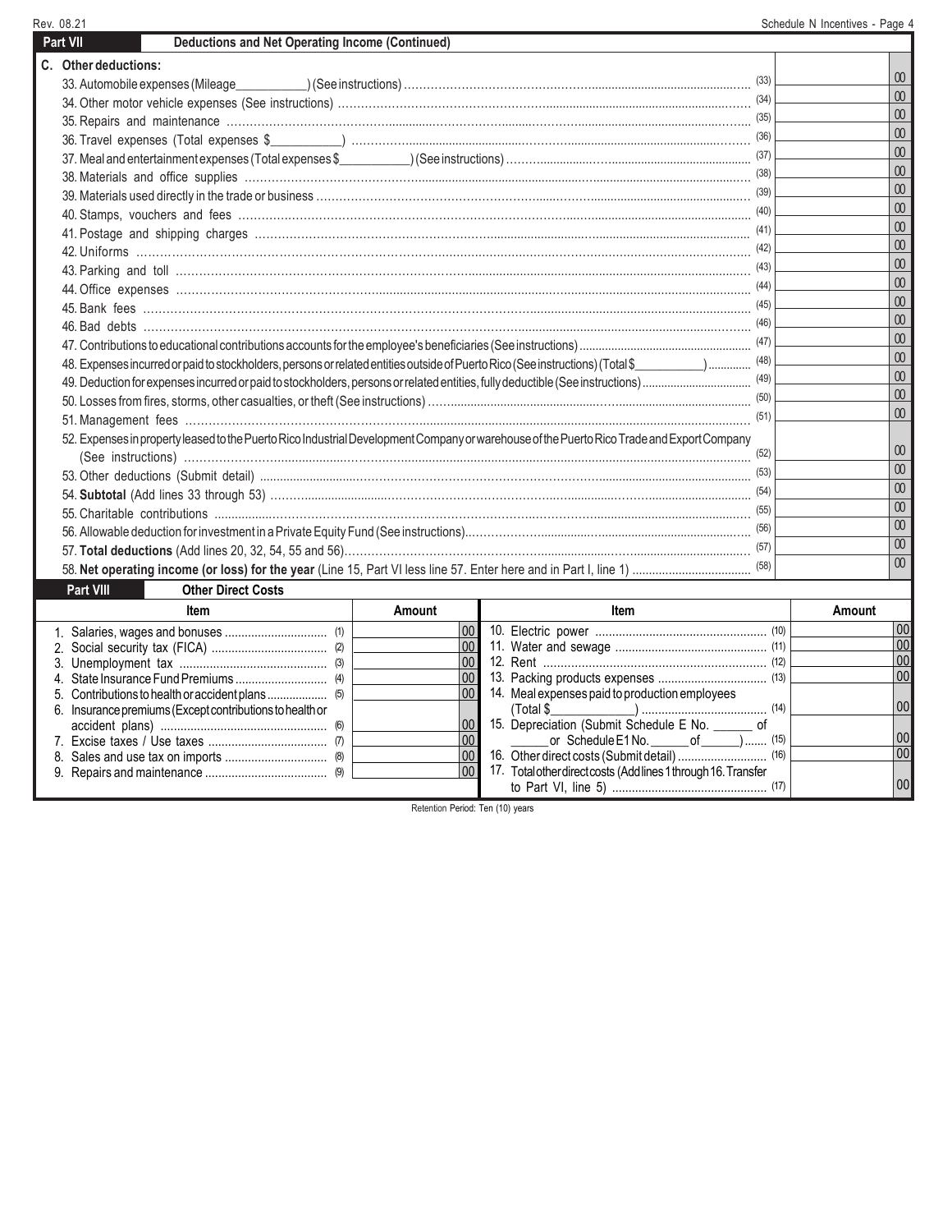## Part VII Deductions and Net Operating Income (Continued)

**C. Other deductions:**

| | | | |
|---|---|---|---|
| 33. Automobile expenses (Mileage__________) (See instructions) | (33) | | 00 |
| 34. Other motor vehicle expenses (See instructions) | (34) | | 00 |
| 35. Repairs and maintenance | (35) | | 00 |
| 36. Travel expenses (Total expenses $__________) | (36) | | 00 |
| 37. Meal and entertainment expenses (Total expenses $__________) (See instructions) | (37) | | 00 |
| 38. Materials and office supplies | (38) | | 00 |
| 39. Materials used directly in the trade or business | (39) | | 00 |
| 40. Stamps, vouchers and fees | (40) | | 00 |
| 41. Postage and shipping charges | (41) | | 00 |
| 42. Uniforms | (42) | | 00 |
| 43. Parking and toll | (43) | | 00 |
| 44. Office expenses | (44) | | 00 |
| 45. Bank fees | (45) | | 00 |
| 46. Bad debts | (46) | | 00 |
| 47. Contributions to educational contributions accounts for the employee's beneficiaries (See instructions) | (47) | | 00 |
| 48. Expenses incurred or paid to stockholders, persons or related entities outside of Puerto Rico (See instructions) (Total $__________) | (48) | | 00 |
| 49. Deduction for expenses incurred or paid to stockholders, persons or related entities, fully deductible (See instructions) | (49) | | 00 |
| 50. Losses from fires, storms, other casualties, or theft (See instructions) | (50) | | 00 |
| 51. Management fees | (51) | | 00 |
| 52. Expenses in property leased to the Puerto Rico Industrial Development Company or warehouse of the Puerto Rico Trade and Export Company (See instructions) | (52) | | 00 |
| 53. Other deductions (Submit detail) | (53) | | 00 |
| 54. **Subtotal** (Add lines 33 through 53) | (54) | | 00 |
| 55. Charitable contributions | (55) | | 00 |
| 56. Allowable deduction for investment in a Private Equity Fund (See instructions) | (56) | | 00 |
| 57. **Total deductions** (Add lines 20, 32, 54, 55 and 56) | (57) | | 00 |
| 58. **Net operating income (or loss) for the year** (Line 15, Part VI less line 57. Enter here and in Part I, line 1) | (58) | | 00 |

## Part VIII Other Direct Costs

| Item | Amount | | Item | Amount | |
|---|---|---|---|---|---|
| 1. Salaries, wages and bonuses (1) | | 00 | 10. Electric power (10) | | 00 |
| 2. Social security tax (FICA) (2) | | 00 | 11. Water and sewage (11) | | 00 |
| 3. Unemployment tax (3) | | 00 | 12. Rent (12) | | 00 |
| 4. State Insurance Fund Premiums (4) | | 00 | 13. Packing products expenses (13) | | 00 |
| 5. Contributions to health or accident plans (5) | | 00 | 14. Meal expenses paid to production employees (Total $____________) (14) | | 00 |
| 6. Insurance premiums (Except contributions to health or accident plans) (6) | | 00 | 15. Depreciation (Submit Schedule E No. ______ of ______ or Schedule E1 No. ______ of ______) (15) | | 00 |
| 7. Excise taxes / Use taxes (7) | | 00 | 16. Other direct costs (Submit detail) (16) | | 00 |
| 8. Sales and use tax on imports (8) | | 00 | 17. Total other direct costs (Add lines 1 through 16. Transfer to Part VI, line 5) (17) | | 00 |
| 9. Repairs and maintenance (9) | | 00 | | | |

Retention Period: Ten (10) years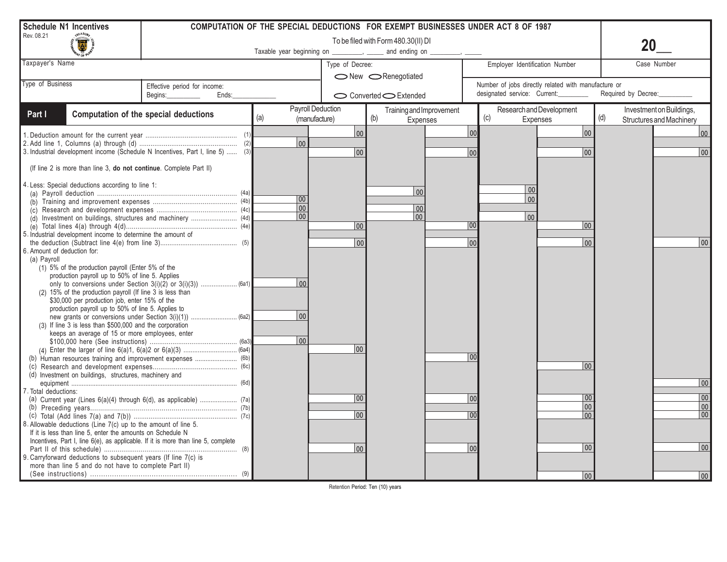**Schedule N1 Incentives**
Rev. 08.21

# COMPUTATION OF THE SPECIAL DEDUCTIONS FOR EXEMPT BUSINESSES UNDER ACT 8 OF 1987

To be filed with Form 480.30(II) DI

Taxable year beginning on ________, _____ and ending on ________, _____

**20__**

| Taxpayer's Name | Type of Decree: ⬭ New ⬭ Renegotiated | Employer Identification Number | Case Number |
|---|---|---|---|
| | | | |

| Type of Business | Effective period for income: Begins:________ Ends:__________ | ⬭ Converted ⬭ Extended | Number of jobs directly related with manufacture or designated service: Current:________ Required by Decree:_________ |
|---|---|---|---|
| | | | |

## Part I Computation of the special deductions

| | (a) Payroll Deduction (manufacture) | | (b) Training and Improvement Expenses | | (c) Research and Development Expenses | | (d) Investment on Buildings, Structures and Machinery |
|---|---|---|---|---|---|---|---|
| 1. Deduction amount for the current year ..... (1) | | 00 | | 00 | | 00 | 00 |
| 2. Add line 1, Columns (a) through (d) ..... (2) | 00 | | | | | | |
| 3. Industrial development income (Schedule N Incentives, Part I, line 5) ..... (3) | | 00 | | 00 | | 00 | 00 |
| (If line 2 is more than line 3, **do not continue**. Complete Part II) | | | | | | | |
| 4. Less: Special deductions according to line 1: | | | | | | | |
| (a) Payroll deduction ..... (4a) | | | 00 | | 00 | | |
| (b) Training and improvement expenses ..... (4b) | 00 | | | | 00 | | |
| (c) Research and development expenses ..... (4c) | 00 | | 00 | | | | |
| (d) Investment on buildings, structures and machinery ..... (4d) | 00 | | 00 | | 00 | | |
| (e) Total lines 4(a) through 4(d) ..... (4e) | | 00 | | 00 | | 00 | |
| 5. Industrial development income to determine the amount of the deduction (Subtract line 4(e) from line 3) ..... (5) | | 00 | | 00 | | 00 | 00 |
| 6. Amount of deduction for: | | | | | | | |
| (a) Payroll | | | | | | | |
| (1) 5% of the production payroll (Enter 5% of the production payroll up to 50% of line 5. Applies only to conversions under Section 3(i)(2) or 3(i)(3)) ..... (6a1) | 00 | | | | | | |
| (2) 15% of the production payroll (If line 3 is less than $30,000 per production job, enter 15% of the production payroll up to 50% of line 5. Applies to new grants or conversions under Section 3(i)(1)) ..... (6a2) | 00 | | | | | | |
| (3) If line 3 is less than $500,000 and the corporation keeps an average of 15 or more employees, enter $100,000 here (See instructions) ..... (6a3) | 00 | | | | | | |
| (4) Enter the larger of line 6(a)1, 6(a)2 or 6(a)(3) ..... (6a4) | | 00 | | | | | |
| (b) Human resources training and improvement expenses ..... (6b) | | | | 00 | | | |
| (c) Research and development expenses ..... (6c) | | | | | | 00 | |
| (d) Investment on buildings, structures, machinery and equipment ..... (6d) | | | | | | | 00 |
| 7. Total deductions: | | | | | | | |
| (a) Current year (Lines 6(a)(4) through 6(d), as applicable) ..... (7a) | | 00 | | 00 | | 00 | 00 |
| (b) Preceding years ..... (7b) | | | | | | 00 | 00 |
| (c) Total (Add lines 7(a) and 7(b)) ..... (7c) | | 00 | | 00 | | 00 | 00 |
| 8. Allowable deductions (Line 7(c) up to the amount of line 5. If it is less than line 5, enter the amounts on Schedule N Incentives, Part I, line 6(e), as applicable. If it is more than line 5, complete Part II of this schedule) ..... (8) | | 00 | | 00 | | 00 | 00 |
| 9. Carryforward deductions to subsequent years (If line 7(c) is more than line 5 and do not have to complete Part II) (See instructions) ..... (9) | | | | | | 00 | 00 |

Retention Period: Ten (10) years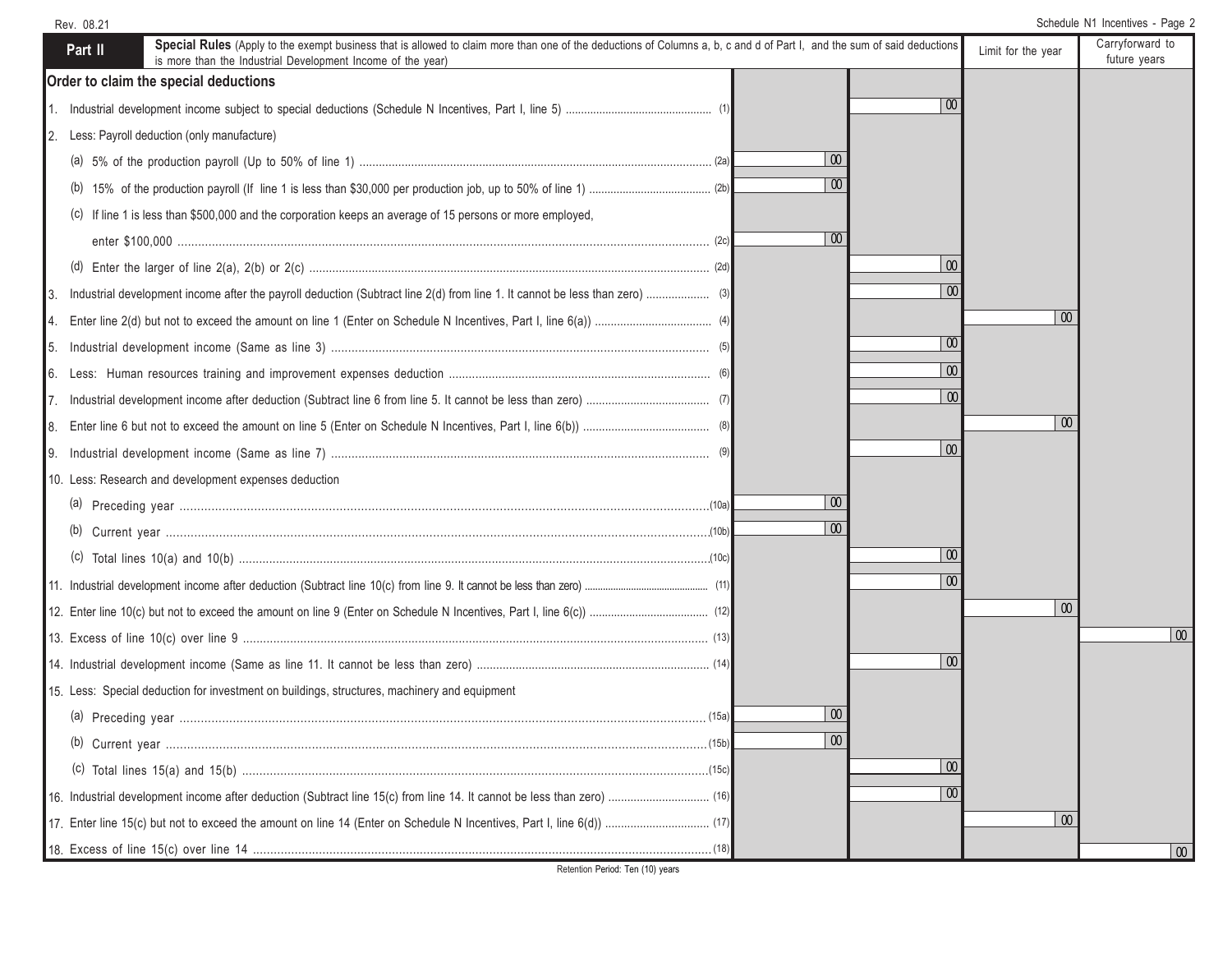Rev. 08.21

Schedule N1 Incentives - Page 2

| **Part II** **Special Rules** (Apply to the exempt business that is allowed to claim more than one of the deductions of Columns a, b, c and d of Part I, and the sum of said deductions is more than the Industrial Development Income of the year) | | | Limit for the year | Carryforward to future years |
|---|---|---|---|---|
| **Order to claim the special deductions** | | | | |
| 1. Industrial development income subject to special deductions (Schedule N Incentives, Part I, line 5) ............ (1) | | 00 | | |
| 2. Less: Payroll deduction (only manufacture) | | | | |
| (a) 5% of the production payroll (Up to 50% of line 1) ............ (2a) | 00 | | | |
| (b) 15% of the production payroll (If line 1 is less than $30,000 per production job, up to 50% of line 1) ............ (2b) | 00 | | | |
| (c) If line 1 is less than $500,000 and the corporation keeps an average of 15 persons or more employed, enter $100,000 ............ (2c) | 00 | | | |
| (d) Enter the larger of line 2(a), 2(b) or 2(c) ............ (2d) | | 00 | | |
| 3. Industrial development income after the payroll deduction (Subtract line 2(d) from line 1. It cannot be less than zero) ............ (3) | | 00 | | |
| 4. Enter line 2(d) but not to exceed the amount on line 1 (Enter on Schedule N Incentives, Part I, line 6(a)) ............ (4) | | | 00 | |
| 5. Industrial development income (Same as line 3) ............ (5) | | 00 | | |
| 6. Less: Human resources training and improvement expenses deduction ............ (6) | | 00 | | |
| 7. Industrial development income after deduction (Subtract line 6 from line 5. It cannot be less than zero) ............ (7) | | 00 | | |
| 8. Enter line 6 but not to exceed the amount on line 5 (Enter on Schedule N Incentives, Part I, line 6(b)) ............ (8) | | | 00 | |
| 9. Industrial development income (Same as line 7) ............ (9) | | 00 | | |
| 10. Less: Research and development expenses deduction | | | | |
| (a) Preceding year ............ (10a) | 00 | | | |
| (b) Current year ............ (10b) | 00 | | | |
| (c) Total lines 10(a) and 10(b) ............ (10c) | | 00 | | |
| 11. Industrial development income after deduction (Subtract line 10(c) from line 9. It cannot be less than zero) ............ (11) | | 00 | | |
| 12. Enter line 10(c) but not to exceed the amount on line 9 (Enter on Schedule N Incentives, Part I, line 6(c)) ............ (12) | | | 00 | |
| 13. Excess of line 10(c) over line 9 ............ (13) | | | | 00 |
| 14. Industrial development income (Same as line 11. It cannot be less than zero) ............ (14) | | 00 | | |
| 15. Less: Special deduction for investment on buildings, structures, machinery and equipment | | | | |
| (a) Preceding year ............ (15a) | 00 | | | |
| (b) Current year ............ (15b) | 00 | | | |
| (c) Total lines 15(a) and 15(b) ............ (15c) | | 00 | | |
| 16. Industrial development income after deduction (Subtract line 15(c) from line 14. It cannot be less than zero) ............ (16) | | 00 | | |
| 17. Enter line 15(c) but not to exceed the amount on line 14 (Enter on Schedule N Incentives, Part I, line 6(d)) ............ (17) | | | 00 | |
| 18. Excess of line 15(c) over line 14 ............ (18) | | | | 00 |

Retention Period: Ten (10) years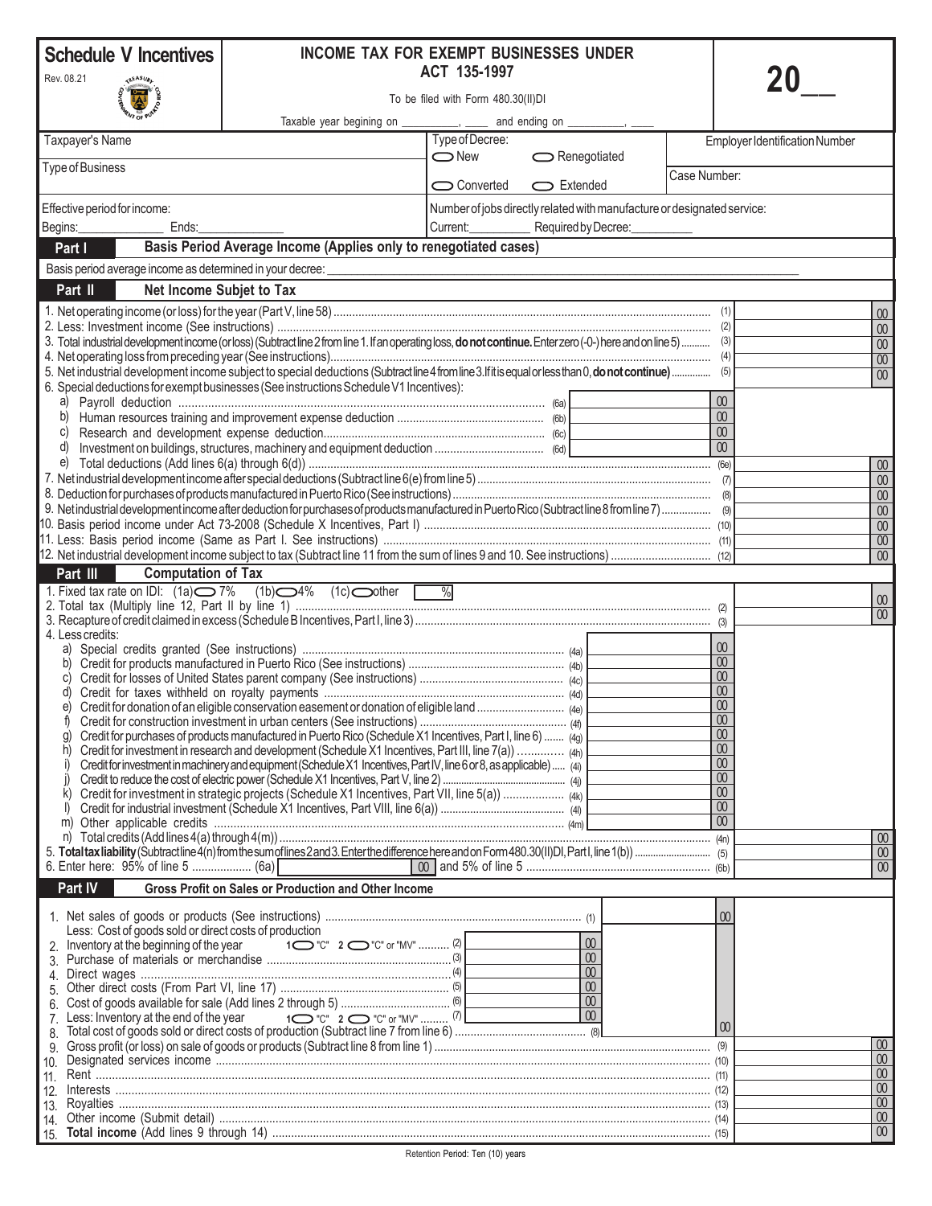# Schedule V Incentives

Rev. 08.21

## INCOME TAX FOR EXEMPT BUSINESSES UNDER ACT 135-1997

To be filed with Form 480.30(II)DI

Taxable year begining on __________, ____ and ending on __________, ____

**20__**

| Taxpayer's Name | Type of Decree: ⬭ New ⬭ Renegotiated ⬭ Converted ⬭ Extended | Employer Identification Number |
|---|---|---|
| Type of Business | | Case Number: |
| Effective period for income: Begins:_____________ Ends:_____________ | Number of jobs directly related with manufacture or designated service: Current:_________ Required by Decree:_________ | |

## Part I Basis Period Average Income (Applies only to renegotiated cases)

Basis period average income as determined in your decree: ____________________

## Part II Net Income Subjet to Tax

| Line | Description | | | Amount |
|---|---|---|---|---|
| 1. | Net operating income (or loss) for the year (Part V, line 58) | | (1) | 00 |
| 2. | Less: Investment income (See instructions) | | (2) | 00 |
| 3. | Total industrial development income (or loss) (Subtract line 2 from line 1. If an operating loss, **do not continue.** Enter zero (-0-) here and on line 5) | | (3) | 00 |
| 4. | Net operating loss from preceding year (See instructions) | | (4) | 00 |
| 5. | Net industrial development income subject to special deductions (Subtract line 4 from line 3. If it is equal or less than 0, **do not continue**) | | (5) | 00 |
| 6. | Special deductions for exempt businesses (See instructions Schedule V1 Incentives): | | | |
| a) | Payroll deduction | (6a) 00 | | |
| b) | Human resources training and improvement expense deduction | (6b) 00 | | |
| c) | Research and development expense deduction | (6c) 00 | | |
| d) | Investment on buildings, structures, machinery and equipment deduction | (6d) 00 | | |
| e) | Total deductions (Add lines 6(a) through 6(d)) | | (6e) | 00 |
| 7. | Net industrial development income after special deductions (Subtract line 6(e) from line 5) | | (7) | 00 |
| 8. | Deduction for purchases of products manufactured in Puerto Rico (See instructions) | | (8) | 00 |
| 9. | Net industrial development income after deduction for purchases of products manufactured in Puerto Rico (Subtract line 8 from line 7) | | (9) | 00 |
| 10. | Basis period income under Act 73-2008 (Schedule X Incentives, Part I) | | (10) | 00 |
| 11. | Less: Basis period income (Same as Part I. See instructions) | | (11) | 00 |
| 12. | Net industrial development income subject to tax (Subtract line 11 from the sum of lines 9 and 10. See instructions) | | (12) | 00 |

## Part III Computation of Tax

| Line | Description | | | Amount |
|---|---|---|---|---|
| 1. | Fixed tax rate on IDI: (1a) ⬭ 7% (1b) ⬭ 4% (1c) ⬭ other [ % ] | | | |
| 2. | Total tax (Multiply line 12, Part II by line 1) | | (2) | 00 |
| 3. | Recapture of credit claimed in excess (Schedule B Incentives, Part I, line 3) | | (3) | 00 |
| 4. | Less credits: | | | |
| a) | Special credits granted (See instructions) | (4a) 00 | | |
| b) | Credit for products manufactured in Puerto Rico (See instructions) | (4b) 00 | | |
| c) | Credit for losses of United States parent company (See instructions) | (4c) 00 | | |
| d) | Credit for taxes withheld on royalty payments | (4d) 00 | | |
| e) | Credit for donation of an eligible conservation easement or donation of eligible land | (4e) 00 | | |
| f) | Credit for construction investment in urban centers (See instructions) | (4f) 00 | | |
| g) | Credit for purchases of products manufactured in Puerto Rico (Schedule X1 Incentives, Part I, line 6) | (4g) 00 | | |
| h) | Credit for investment in research and development (Schedule X1 Incentives, Part III, line 7(a)) | (4h) 00 | | |
| i) | Credit for investment in machinery and equipment (Schedule X1 Incentives, Part IV, line 6 or 8, as applicable) | (4i) 00 | | |
| j) | Credit to reduce the cost of electric power (Schedule X1 Incentives, Part V, line 2) | (4j) 00 | | |
| k) | Credit for investment in strategic projects (Schedule X1 Incentives, Part VII, line 5(a)) | (4k) 00 | | |
| l) | Credit for industrial investment (Schedule X1 Incentives, Part VIII, line 6(a)) | (4l) 00 | | |
| m) | Other applicable credits | (4m) 00 | | |
| n) | Total credits (Add lines 4(a) through 4(m)) | | (4n) | 00 |
| 5. | **Total tax liability** (Subtract line 4(n) from the sum of lines 2 and 3. Enter the difference here and on Form 480.30(II)DI, Part I, line 1(b)) | | (5) | 00 |
| 6. | Enter here: 95% of line 5 (6a) [ 00 ] and 5% of line 5 | | (6b) | 00 |

## Part IV Gross Profit on Sales or Production and Other Income

| Line | Description | | | | Amount |
|---|---|---|---|---|---|
| 1. | Net sales of goods or products (See instructions) | | (1) 00 | | |
| | Less: Cost of goods sold or direct costs of production | | | | |
| 2. | Inventory at the beginning of the year 1 ⬭ "C" 2 ⬭ "C" or "MV" | (2) 00 | | | |
| 3. | Purchase of materials or merchandise | (3) 00 | | | |
| 4. | Direct wages | (4) 00 | | | |
| 5. | Other direct costs (From Part VI, line 17) | (5) 00 | | | |
| 6. | Cost of goods available for sale (Add lines 2 through 5) | (6) 00 | | | |
| 7. | Less: Inventory at the end of the year 1 ⬭ "C" 2 ⬭ "C" or "MV" | (7) 00 | | | |
| 8. | Total cost of goods sold or direct costs of production (Subtract line 7 from line 6) | | (8) 00 | | |
| 9. | Gross profit (or loss) on sale of goods or products (Subtract line 8 from line 1) | | | (9) | 00 |
| 10. | Designated services income | | | (10) | 00 |
| 11. | Rent | | | (11) | 00 |
| 12. | Interests | | | (12) | 00 |
| 13. | Royalties | | | (13) | 00 |
| 14. | Other income (Submit detail) | | | (14) | 00 |
| 15. | **Total income** (Add lines 9 through 14) | | | (15) | 00 |

Retention Period: Ten (10) years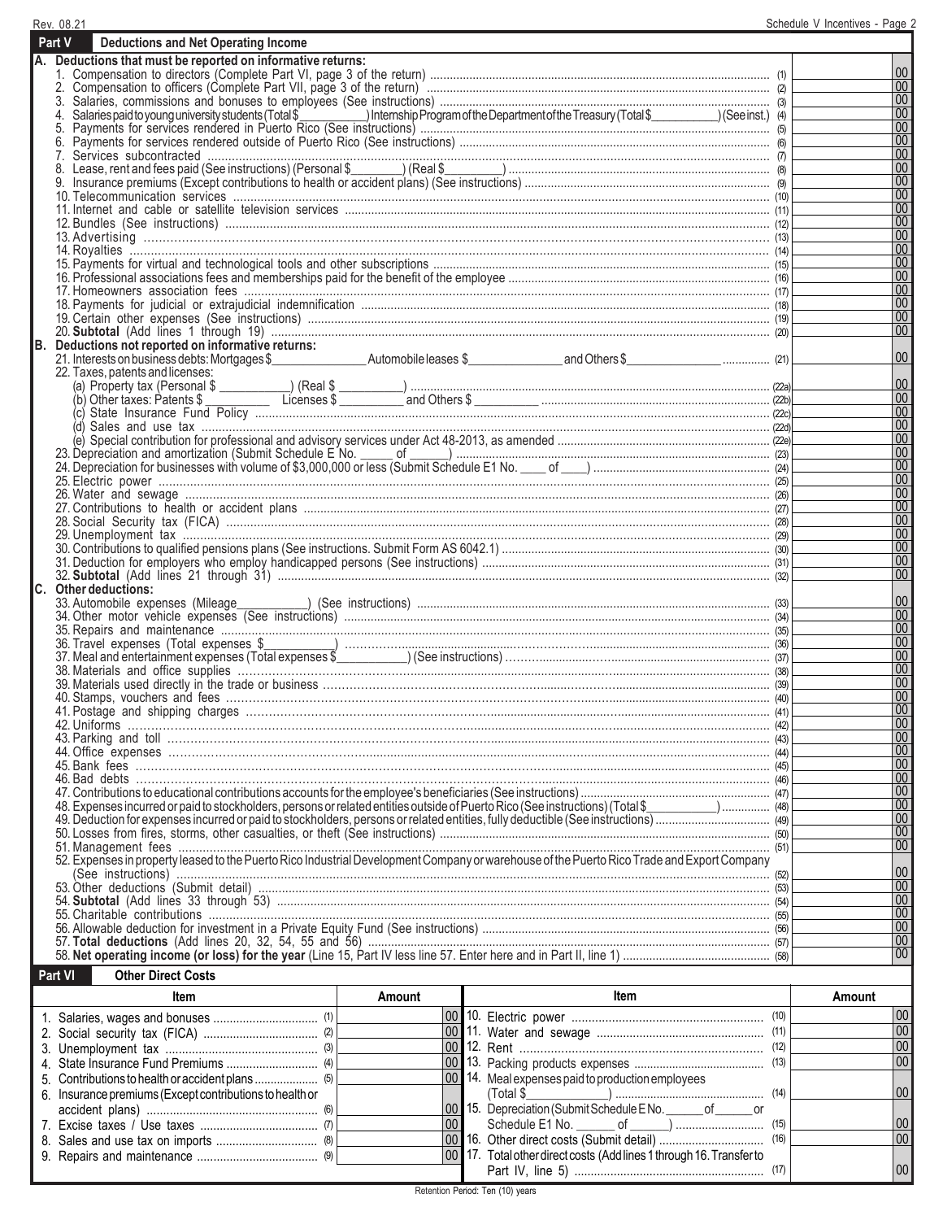Rev. 08.21

## Part V Deductions and Net Operating Income

**A. Deductions that must be reported on informative returns:**

| Item | Line | Amount |
|---|---|---|
| 1. Compensation to directors (Complete Part VI, page 3 of the return) | (1) | 00 |
| 2. Compensation to officers (Complete Part VII, page 3 of the return) | (2) | 00 |
| 3. Salaries, commissions and bonuses to employees (See instructions) | (3) | 00 |
| 4. Salaries paid to young university students (Total $__________) Internship Program of the Department of the Treasury (Total $__________) (See inst.) | (4) | 00 |
| 5. Payments for services rendered in Puerto Rico (See instructions) | (5) | 00 |
| 6. Payments for services rendered outside of Puerto Rico (See instructions) | (6) | 00 |
| 7. Services subcontracted | (7) | 00 |
| 8. Lease, rent and fees paid (See instructions) (Personal $________) (Real $________) | (8) | 00 |
| 9. Insurance premiums (Except contributions to health or accident plans) (See instructions) | (9) | 00 |
| 10. Telecommunication services | (10) | 00 |
| 11. Internet and cable or satellite television services | (11) | 00 |
| 12. Bundles (See instructions) | (12) | 00 |
| 13. Advertising | (13) | 00 |
| 14. Royalties | (14) | 00 |
| 15. Payments for virtual and technological tools and other subscriptions | (15) | 00 |
| 16. Professional associations fees and memberships paid for the benefit of the employee | (16) | 00 |
| 17. Homeowners association fees | (17) | 00 |
| 18. Payments for judicial or extrajudicial indemnification | (18) | 00 |
| 19. Certain other expenses (See instructions) | (19) | 00 |
| 20. **Subtotal** (Add lines 1 through 19) | (20) | 00 |

**B. Deductions not reported on informative returns:**

| Item | Line | Amount |
|---|---|---|
| 21. Interests on business debts: Mortgages $______________ Automobile leases $______________ and Others $______________ | (21) | 00 |
| 22. Taxes, patents and licenses: | | |
| (a) Property tax (Personal $ __________) (Real $ _________) | (22a) | 00 |
| (b) Other taxes: Patents $ _________ Licenses $ _________ and Others $ _________ | (22b) | 00 |
| (c) State Insurance Fund Policy | (22c) | 00 |
| (d) Sales and use tax | (22d) | 00 |
| (e) Special contribution for professional and advisory services under Act 48-2013, as amended | (22e) | 00 |
| 23. Depreciation and amortization (Submit Schedule E No. _____ of ______) | (23) | 00 |
| 24. Depreciation for businesses with volume of $3,000,000 or less (Submit Schedule E1 No. ____ of ____) | (24) | 00 |
| 25. Electric power | (25) | 00 |
| 26. Water and sewage | (26) | 00 |
| 27. Contributions to health or accident plans | (27) | 00 |
| 28. Social Security tax (FICA) | (28) | 00 |
| 29. Unemployment tax | (29) | 00 |
| 30. Contributions to qualified pensions plans (See instructions. Submit Form AS 6042.1) | (30) | 00 |
| 31. Deduction for employers who employ handicapped persons (See instructions) | (31) | 00 |
| 32. **Subtotal** (Add lines 21 through 31) | (32) | 00 |

**C. Other deductions:**

| Item | Line | Amount |
|---|---|---|
| 33. Automobile expenses (Mileage__________) (See instructions) | (33) | 00 |
| 34. Other motor vehicle expenses (See instructions) | (34) | 00 |
| 35. Repairs and maintenance | (35) | 00 |
| 36. Travel expenses (Total expenses $__________) | (36) | 00 |
| 37. Meal and entertainment expenses (Total expenses $__________) (See instructions) | (37) | 00 |
| 38. Materials and office supplies | (38) | 00 |
| 39. Materials used directly in the trade or business | (39) | 00 |
| 40. Stamps, vouchers and fees | (40) | 00 |
| 41. Postage and shipping charges | (41) | 00 |
| 42. Uniforms | (42) | 00 |
| 43. Parking and toll | (43) | 00 |
| 44. Office expenses | (44) | 00 |
| 45. Bank fees | (45) | 00 |
| 46. Bad debts | (46) | 00 |
| 47. Contributions to educational contributions accounts for the employee's beneficiaries (See instructions) | (47) | 00 |
| 48. Expenses incurred or paid to stockholders, persons or related entities outside of Puerto Rico (See instructions) (Total $__________) | (48) | 00 |
| 49. Deduction for expenses incurred or paid to stockholders, persons or related entities, fully deductible (See instructions) | (49) | 00 |
| 50. Losses from fires, storms, other casualties, or theft (See instructions) | (50) | 00 |
| 51. Management fees | (51) | 00 |
| 52. Expenses in property leased to the Puerto Rico Industrial Development Company or warehouse of the Puerto Rico Trade and Export Company (See instructions) | (52) | 00 |
| 53. Other deductions (Submit detail) | (53) | 00 |
| 54. **Subtotal** (Add lines 33 through 53) | (54) | 00 |
| 55. Charitable contributions | (55) | 00 |
| 56. Allowable deduction for investment in a Private Equity Fund (See instructions) | (56) | 00 |
| 57. **Total deductions** (Add lines 20, 32, 54, 55 and 56) | (57) | 00 |
| 58. **Net operating income (or loss) for the year** (Line 15, Part IV less line 57. Enter here and in Part II, line 1) | (58) | 00 |

## Part VI Other Direct Costs

| Item | Amount | Item | Amount |
|---|---|---|---|
| 1. Salaries, wages and bonuses (1) | 00 | 10. Electric power (10) | 00 |
| 2. Social security tax (FICA) (2) | 00 | 11. Water and sewage (11) | 00 |
| 3. Unemployment tax (3) | 00 | 12. Rent (12) | 00 |
| 4. State Insurance Fund Premiums (4) | 00 | 13. Packing products expenses (13) | 00 |
| 5. Contributions to health or accident plans (5) | 00 | 14. Meal expenses paid to production employees (Total $______________) (14) | 00 |
| 6. Insurance premiums (Except contributions to health or accident plans) (6) | 00 | 15. Depreciation (Submit Schedule E No. ______ of ______ or Schedule E1 No. ______ of ______) (15) | 00 |
| 7. Excise taxes / Use taxes (7) | 00 | 16. Other direct costs (Submit detail) (16) | 00 |
| 8. Sales and use tax on imports (8) | 00 | 17. Total other direct costs (Add lines 1 through 16. Transfer to Part IV, line 5) (17) | 00 |
| 9. Repairs and maintenance (9) | 00 | | |

Retention Period: Ten (10) years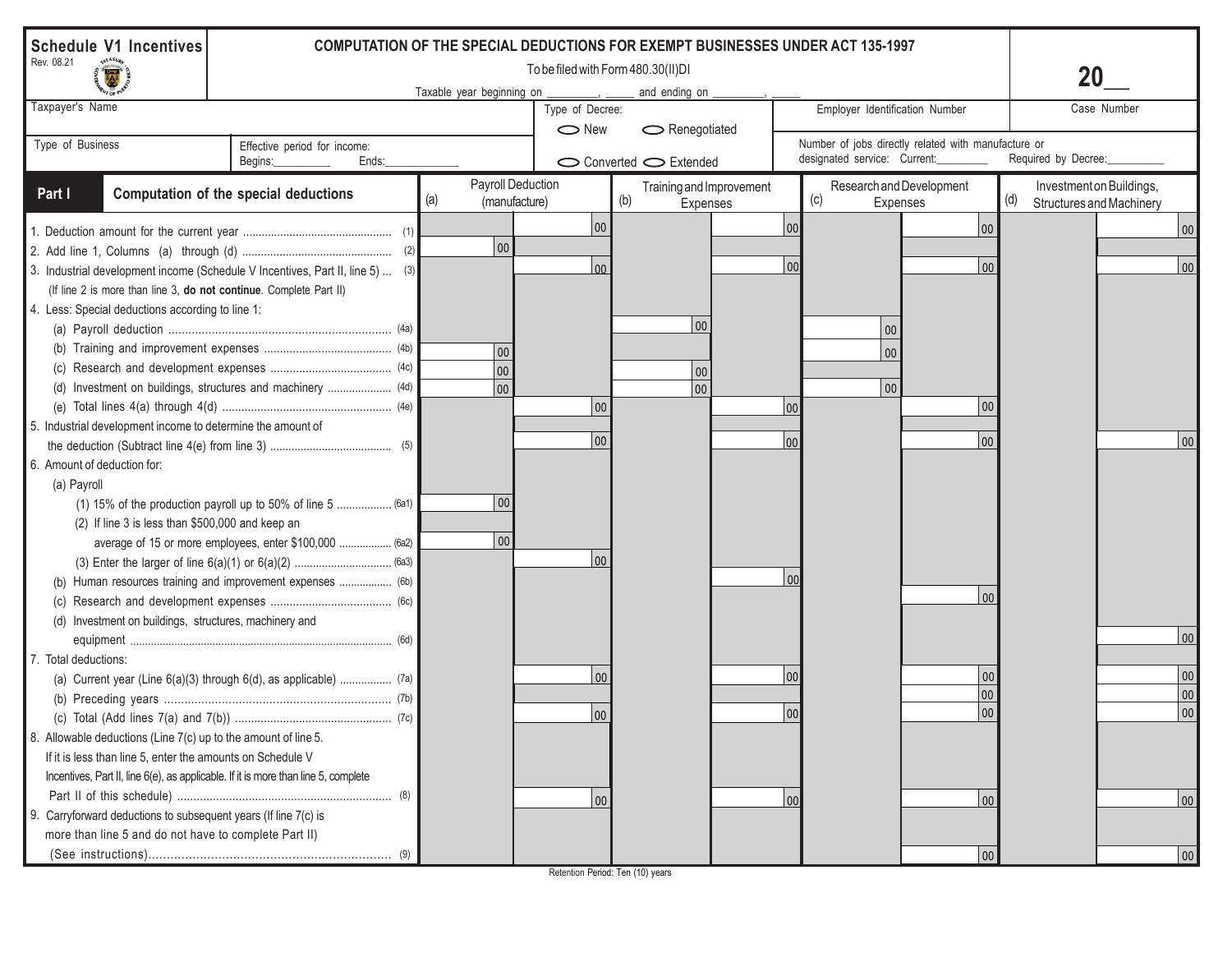**Schedule V1 Incentives**
Rev. 08.21

# COMPUTATION OF THE SPECIAL DEDUCTIONS FOR EXEMPT BUSINESSES UNDER ACT 135-1997

To be filed with Form 480.30(II)DI

Taxable year beginning on _________, _____ and ending on _________, _____

**20__**

| Taxpayer's Name | Type of Decree: ⬭ New ⬭ Renegotiated ⬭ Converted ⬭ Extended | Employer Identification Number | Case Number |
|---|---|---|---|
| Type of Business | Effective period for income: Begins:_________ Ends:___________ | Number of jobs directly related with manufacture or designated service: Current:________ Required by Decree:_________ | |

## Part I Computation of the special deductions

| | (a) Payroll Deduction (manufacture) | | (b) Training and Improvement Expenses | | (c) Research and Development Expenses | | (d) Investment on Buildings, Structures and Machinery | |
|---|---|---|---|---|---|---|---|---|
| 1. Deduction amount for the current year (1) | | 00 | | 00 | | 00 | | 00 |
| 2. Add line 1, Columns (a) through (d) (2) | 00 | | | | | | | |
| 3. Industrial development income (Schedule V Incentives, Part II, line 5) (3) (If line 2 is more than line 3, **do not continue**. Complete Part II) | | 00 | | 00 | | 00 | | 00 |
| 4. Less: Special deductions according to line 1: | | | | | | | | |
| (a) Payroll deduction (4a) | | | 00 | | 00 | | | |
| (b) Training and improvement expenses (4b) | 00 | | | | 00 | | | |
| (c) Research and development expenses (4c) | 00 | | 00 | | | | | |
| (d) Investment on buildings, structures and machinery (4d) | 00 | | 00 | | 00 | | | |
| (e) Total lines 4(a) through 4(d) (4e) | | 00 | | 00 | | 00 | | |
| 5. Industrial development income to determine the amount of the deduction (Subtract line 4(e) from line 3) (5) | | 00 | | 00 | | 00 | | 00 |
| 6. Amount of deduction for: | | | | | | | | |
| (a) Payroll | | | | | | | | |
| (1) 15% of the production payroll up to 50% of line 5 (6a1) | 00 | | | | | | | |
| (2) If line 3 is less than $500,000 and keep an average of 15 or more employees, enter $100,000 (6a2) | 00 | | | | | | | |
| (3) Enter the larger of line 6(a)(1) or 6(a)(2) (6a3) | | 00 | | | | | | |
| (b) Human resources training and improvement expenses (6b) | | | | 00 | | | | |
| (c) Research and development expenses (6c) | | | | | | 00 | | |
| (d) Investment on buildings, structures, machinery and equipment (6d) | | | | | | | | 00 |
| 7. Total deductions: | | | | | | | | |
| (a) Current year (Line 6(a)(3) through 6(d), as applicable) (7a) | | 00 | | 00 | | 00 | | 00 |
| (b) Preceding years (7b) | | | | | | 00 | | 00 |
| (c) Total (Add lines 7(a) and 7(b)) (7c) | | 00 | | 00 | | 00 | | 00 |
| 8. Allowable deductions (Line 7(c) up to the amount of line 5. If it is less than line 5, enter the amounts on Schedule V Incentives, Part II, line 6(e), as applicable. If it is more than line 5, complete Part II of this schedule) (8) | | 00 | | 00 | | 00 | | 00 |
| 9. Carryforward deductions to subsequent years (If line 7(c) is more than line 5 and do not have to complete Part II) (See instructions) (9) | | | | | | 00 | | 00 |

Retention Period: Ten (10) years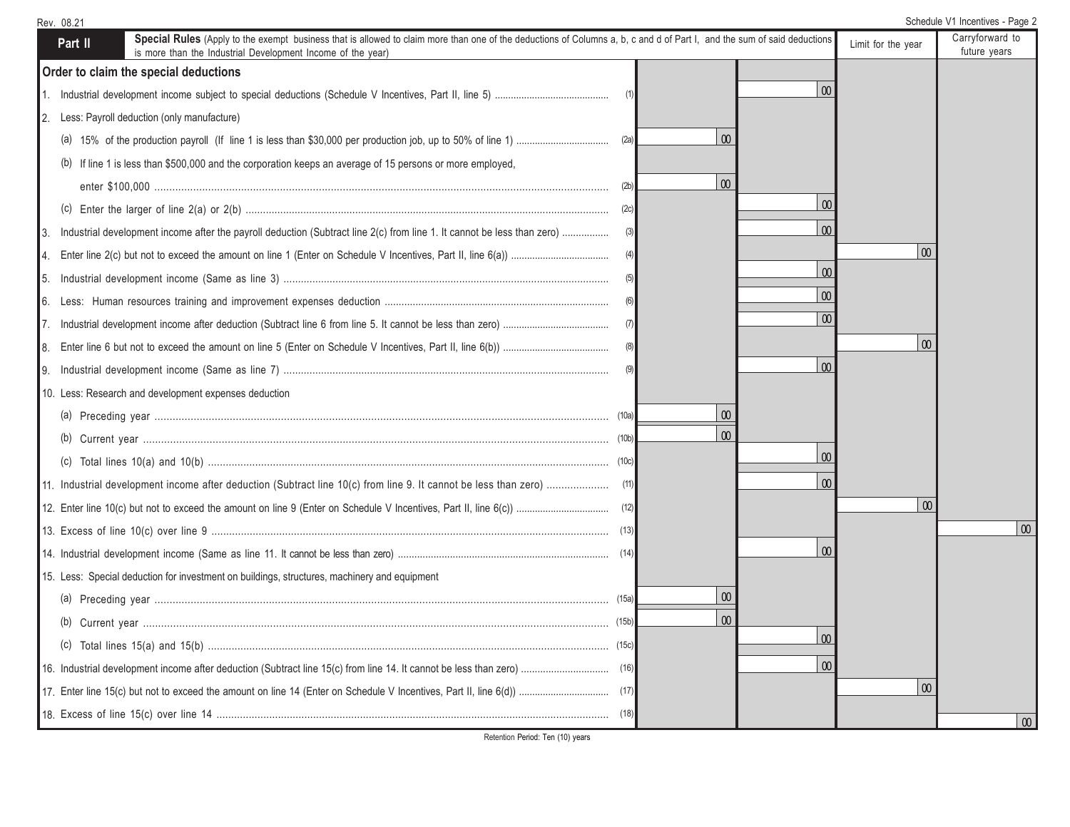Rev. 08.21

Schedule V1 Incentives - Page 2

| **Part II** — **Special Rules** (Apply to the exempt business that is allowed to claim more than one of the deductions of Columns a, b, c and d of Part I, and the sum of said deductions is more than the Industrial Development Income of the year) | | | | Limit for the year | Carryforward to future years |
|---|---|---|---|---|---|
| **Order to claim the special deductions** | | | | | |
| 1. Industrial development income subject to special deductions (Schedule V Incentives, Part II, line 5) | (1) | | 00 | | |
| 2. Less: Payroll deduction (only manufacture) | | | | | |
| (a) 15% of the production payroll (If line 1 is less than $30,000 per production job, up to 50% of line 1) | (2a) | 00 | | | |
| (b) If line 1 is less than $500,000 and the corporation keeps an average of 15 persons or more employed, enter $100,000 | (2b) | 00 | | | |
| (c) Enter the larger of line 2(a) or 2(b) | (2c) | | 00 | | |
| 3. Industrial development income after the payroll deduction (Subtract line 2(c) from line 1. It cannot be less than zero) | (3) | | 00 | | |
| 4. Enter line 2(c) but not to exceed the amount on line 1 (Enter on Schedule V Incentives, Part II, line 6(a)) | (4) | | | 00 | |
| 5. Industrial development income (Same as line 3) | (5) | | 00 | | |
| 6. Less: Human resources training and improvement expenses deduction | (6) | | 00 | | |
| 7. Industrial development income after deduction (Subtract line 6 from line 5. It cannot be less than zero) | (7) | | 00 | | |
| 8. Enter line 6 but not to exceed the amount on line 5 (Enter on Schedule V Incentives, Part II, line 6(b)) | (8) | | | 00 | |
| 9. Industrial development income (Same as line 7) | (9) | | 00 | | |
| 10. Less: Research and development expenses deduction | | | | | |
| (a) Preceding year | (10a) | 00 | | | |
| (b) Current year | (10b) | 00 | | | |
| (c) Total lines 10(a) and 10(b) | (10c) | | 00 | | |
| 11. Industrial development income after deduction (Subtract line 10(c) from line 9. It cannot be less than zero) | (11) | | 00 | | |
| 12. Enter line 10(c) but not to exceed the amount on line 9 (Enter on Schedule V Incentives, Part II, line 6(c)) | (12) | | | 00 | |
| 13. Excess of line 10(c) over line 9 | (13) | | | | 00 |
| 14. Industrial development income (Same as line 11. It cannot be less than zero) | (14) | | 00 | | |
| 15. Less: Special deduction for investment on buildings, structures, machinery and equipment | | | | | |
| (a) Preceding year | (15a) | 00 | | | |
| (b) Current year | (15b) | 00 | | | |
| (c) Total lines 15(a) and 15(b) | (15c) | | 00 | | |
| 16. Industrial development income after deduction (Subtract line 15(c) from line 14. It cannot be less than zero) | (16) | | 00 | | |
| 17. Enter line 15(c) but not to exceed the amount on line 14 (Enter on Schedule V Incentives, Part II, line 6(d)) | (17) | | | 00 | |
| 18. Excess of line 15(c) over line 14 | (18) | | | | 00 |

Retention Period: Ten (10) years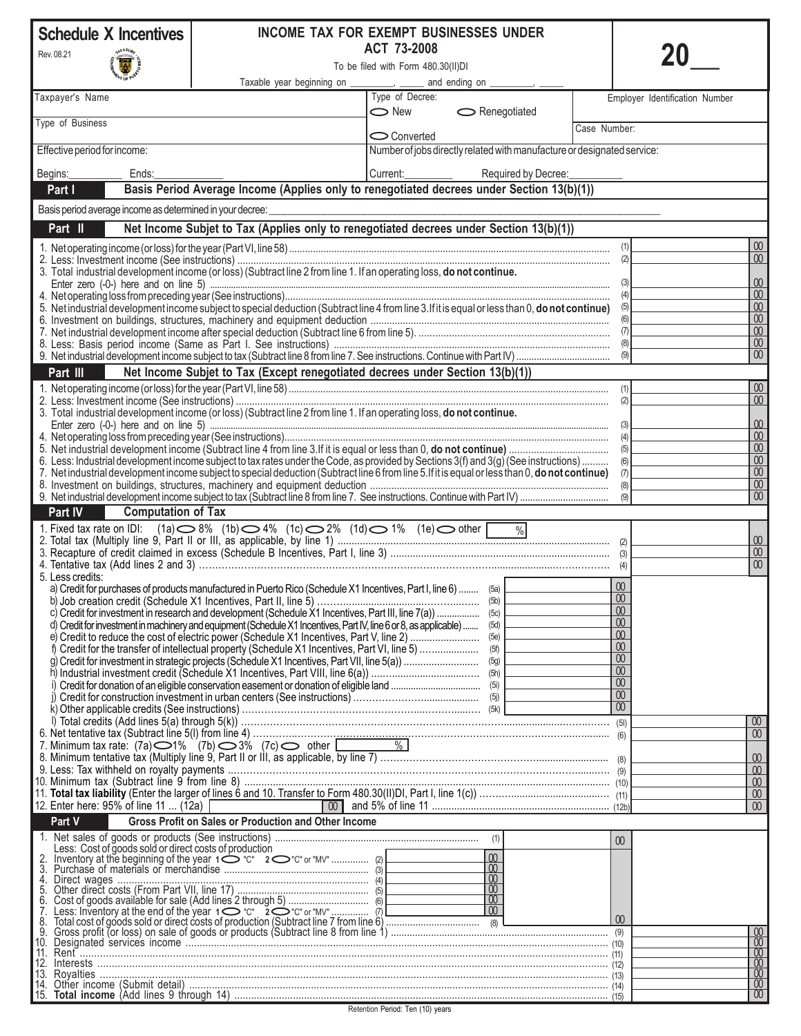# Schedule X Incentives

Rev. 08.21

## INCOME TAX FOR EXEMPT BUSINESSES UNDER ACT 73-2008

To be filed with Form 480.30(II)DI

Taxable year beginning on ________, _____ and ending on ________, _____

**20__**

| | | |
|---|---|---|
| Taxpayer's Name | Type of Decree: ⬭ New ⬭ Renegotiated | Employer Identification Number |
| Type of Business | ⬭ Converted | Case Number: |
| Effective period for income: Begins:__________ Ends:__________ | Number of jobs directly related with manufacture or designated service: Current:________ Required by Decree:__________ | |

## Part I Basis Period Average Income (Applies only to renegotiated decrees under Section 13(b)(1))

Basis period average income as determined in your decree: ______________________________

## Part II Net Income Subjet to Tax (Applies only to renegotiated decrees under Section 13(b)(1))

| Line | Description | | Amount |
|---|---|---|---|
| 1. | Net operating income (or loss) for the year (Part VI, line 58) | (1) | 00 |
| 2. | Less: Investment income (See instructions) | (2) | 00 |
| 3. | Total industrial development income (or loss) (Subtract line 2 from line 1. If an operating loss, **do not continue.** Enter zero (-0-) here and on line 5) | (3) | 00 |
| 4. | Net operating loss from preceding year (See instructions) | (4) | 00 |
| 5. | Net industrial development income subject to special deduction (Subtract line 4 from line 3. If it is equal or less than 0, **do not continue**) | (5) | 00 |
| 6. | Investment on buildings, structures, machinery and equipment deduction | (6) | 00 |
| 7. | Net industrial development income after special deduction (Subtract line 6 from line 5) | (7) | 00 |
| 8. | Less: Basis period income (Same as Part I. See instructions) | (8) | 00 |
| 9. | Net industrial development income subject to tax (Subtract line 8 from line 7. See instructions. Continue with Part IV) | (9) | 00 |

## Part III Net Income Subjet to Tax (Except renegotiated decrees under Section 13(b)(1))

| Line | Description | | Amount |
|---|---|---|---|
| 1. | Net operating income (or loss) for the year (Part VI, line 58) | (1) | 00 |
| 2. | Less: Investment income (See instructions) | (2) | 00 |
| 3. | Total industrial development income (or loss) (Subtract line 2 from line 1. If an operating loss, **do not continue.** Enter zero (-0-) here and on line 5) | (3) | 00 |
| 4. | Net operating loss from preceding year (See instructions) | (4) | 00 |
| 5. | Net industrial development income (Subtract line 4 from line 3. If it is equal or less than 0, **do not continue**) | (5) | 00 |
| 6. | Less: Industrial development income subject to tax rates under the Code, as provided by Sections 3(f) and 3(g) (See instructions) | (6) | 00 |
| 7. | Net industrial development income subject to special deduction (Subtract line 6 from line 5. If it is equal or less than 0, **do not continue**) | (7) | 00 |
| 8. | Investment on buildings, structures, machinery and equipment deduction | (8) | 00 |
| 9. | Net industrial development income subject to tax (Subtract line 8 from line 7. See instructions. Continue with Part IV) | (9) | 00 |

## Part IV Computation of Tax

1. Fixed tax rate on IDI: (1a) ⬭ 8% (1b) ⬭ 4% (1c) ⬭ 2% (1d) ⬭ 1% (1e) ⬭ other [ %]

| Line | Description | | Credit amount | | Amount |
|---|---|---|---|---|---|
| 2. | Total tax (Multiply line 9, Part II or III, as applicable, by line 1) | | | (2) | 00 |
| 3. | Recapture of credit claimed in excess (Schedule B Incentives, Part I, line 3) | | | (3) | 00 |
| 4. | Tentative tax (Add lines 2 and 3) | | | (4) | 00 |
| 5. | Less credits: | | | | |
| | a) Credit for purchases of products manufactured in Puerto Rico (Schedule X1 Incentives, Part I, line 6) | (5a) | 00 | | |
| | b) Job creation credit (Schedule X1 Incentives, Part II, line 5) | (5b) | 00 | | |
| | c) Credit for investment in research and development (Schedule X1 Incentives, Part III, line 7(a)) | (5c) | 00 | | |
| | d) Credit for investment in machinery and equipment (Schedule X1 Incentives, Part IV, line 6 or 8, as applicable) | (5d) | 00 | | |
| | e) Credit to reduce the cost of electric power (Schedule X1 Incentives, Part V, line 2) | (5e) | 00 | | |
| | f) Credit for the transfer of intellectual property (Schedule X1 Incentives, Part VI, line 5) | (5f) | 00 | | |
| | g) Credit for investment in strategic projects (Schedule X1 Incentives, Part VII, line 5(a)) | (5g) | 00 | | |
| | h) Industrial investment credit (Schedule X1 Incentives, Part VIII, line 6(a)) | (5h) | 00 | | |
| | i) Credit for donation of an eligible conservation easement or donation of eligible land | (5i) | 00 | | |
| | j) Credit for construction investment in urban centers (See instructions) | (5j) | 00 | | |
| | k) Other applicable credits (See instructions) | (5k) | 00 | | |
| | l) Total credits (Add lines 5(a) through 5(k)) | | | (5l) | 00 |
| 6. | Net tentative tax (Subtract line 5(l) from line 4) | | | (6) | 00 |
| 7. | Minimum tax rate: (7a) ⬭ 1% (7b) ⬭ 3% (7c) ⬭ other [ %] | | | | |
| 8. | Minimum tentative tax (Multiply line 9, Part II or III, as applicable, by line 7) | | | (8) | 00 |
| 9. | Less: Tax withheld on royalty payments | | | (9) | 00 |
| 10. | Minimum tax (Subtract line 9 from line 8) | | | (10) | 00 |
| 11. | **Total tax liability** (Enter the larger of lines 6 and 10. Transfer to Form 480.30(II)DI, Part I, line 1(c)) | | | (11) | 00 |
| 12. | Enter here: 95% of line 11 ... (12a) [ 00] and 5% of line 11 | | | (12b) | 00 |

## Part V Gross Profit on Sales or Production and Other Income

| Line | Description | | | | | Amount |
|---|---|---|---|---|---|---|
| 1. | Net sales of goods or products (See instructions) | | | (1) | 00 | |
| | Less: Cost of goods sold or direct costs of production | | | | | |
| 2. | Inventory at the beginning of the year 1 ⬭ "C" 2 ⬭ "C" or "MV" | (2) | 00 | | | |
| 3. | Purchase of materials or merchandise | (3) | 00 | | | |
| 4. | Direct wages | (4) | 00 | | | |
| 5. | Other direct costs (From Part VII, line 17) | (5) | 00 | | | |
| 6. | Cost of goods available for sale (Add lines 2 through 5) | (6) | 00 | | | |
| 7. | Less: Inventory at the end of the year 1 ⬭ "C" 2 ⬭ "C" or "MV" | (7) | 00 | | | |
| 8. | Total cost of goods sold or direct costs of production (Subtract line 7 from line 6) | | | (8) | 00 | |
| 9. | Gross profit (or loss) on sale of goods or products (Subtract line 8 from line 1) | | | | (9) | 00 |
| 10. | Designated services income | | | | (10) | 00 |
| 11. | Rent | | | | (11) | 00 |
| 12. | Interests | | | | (12) | 00 |
| 13. | Royalties | | | | (13) | 00 |
| 14. | Other income (Submit detail) | | | | (14) | 00 |
| 15. | **Total income** (Add lines 9 through 14) | | | | (15) | 00 |

Retention Period: Ten (10) years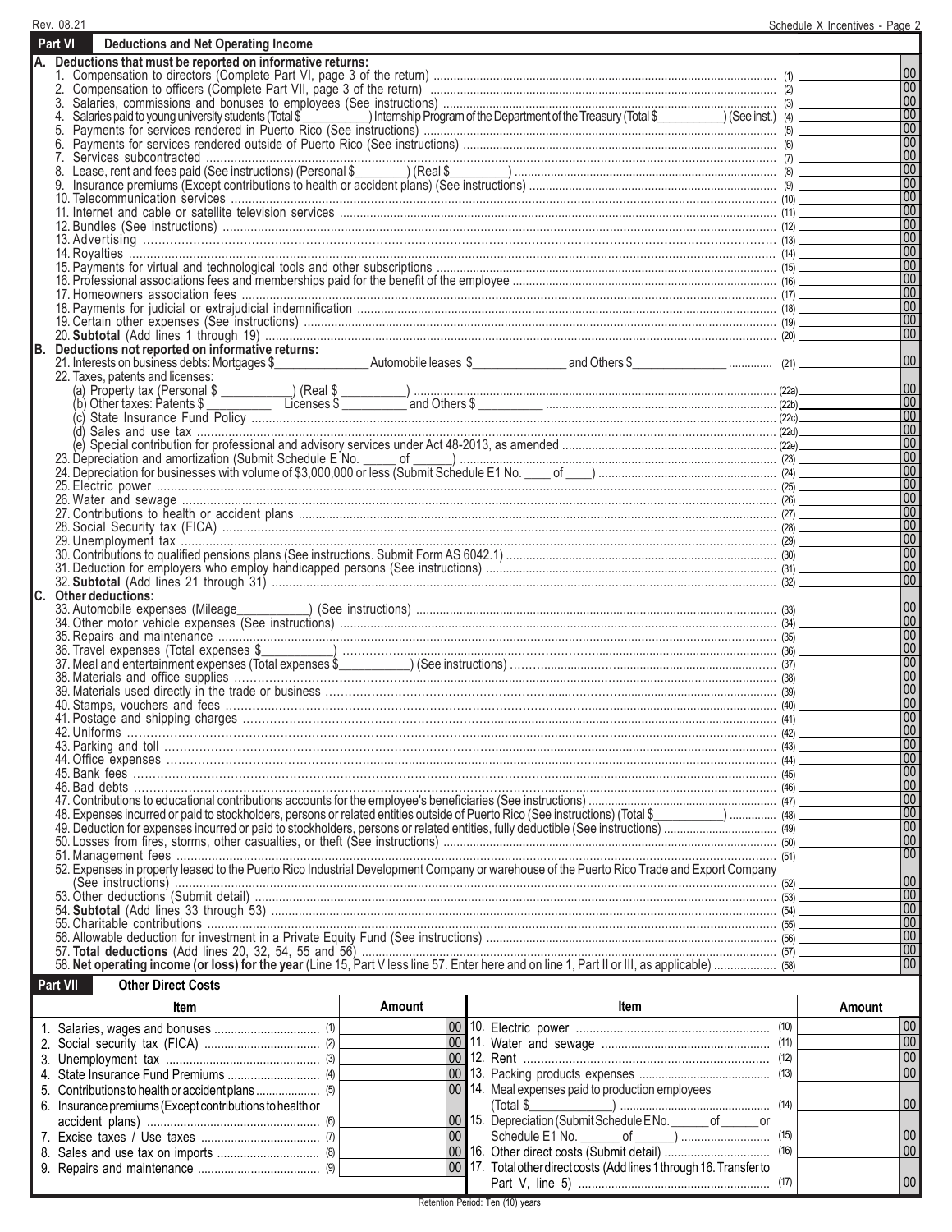## Part VI Deductions and Net Operating Income

### A. Deductions that must be reported on informative returns:

| Line | Description | Ref | Amount |
|---|---|---|---|
| 1. | Compensation to directors (Complete Part VI, page 3 of the return) | (1) | 00 |
| 2. | Compensation to officers (Complete Part VII, page 3 of the return) | (2) | 00 |
| 3. | Salaries, commissions and bonuses to employees (See instructions) | (3) | 00 |
| 4. | Salaries paid to young university students (Total $__________) Internship Program of the Department of the Treasury (Total $__________) (See inst.) | (4) | 00 |
| 5. | Payments for services rendered in Puerto Rico (See instructions) | (5) | 00 |
| 6. | Payments for services rendered outside of Puerto Rico (See instructions) | (6) | 00 |
| 7. | Services subcontracted | (7) | 00 |
| 8. | Lease, rent and fees paid (See instructions) (Personal $________) (Real $________) | (8) | 00 |
| 9. | Insurance premiums (Except contributions to health or accident plans) (See instructions) | (9) | 00 |
| 10. | Telecommunication services | (10) | 00 |
| 11. | Internet and cable or satellite television services | (11) | 00 |
| 12. | Bundles (See instructions) | (12) | 00 |
| 13. | Advertising | (13) | 00 |
| 14. | Royalties | (14) | 00 |
| 15. | Payments for virtual and technological tools and other subscriptions | (15) | 00 |
| 16. | Professional associations fees and memberships paid for the benefit of the employee | (16) | 00 |
| 17. | Homeowners association fees | (17) | 00 |
| 18. | Payments for judicial or extrajudicial indemnification | (18) | 00 |
| 19. | Certain other expenses (See instructions) | (19) | 00 |
| 20. | **Subtotal** (Add lines 1 through 19) | (20) | 00 |

### B. Deductions not reported on informative returns:

| Line | Description | Ref | Amount |
|---|---|---|---|
| 21. | Interests on business debts: Mortgages $__________ Automobile leases $__________ and Others $__________ | (21) | 00 |
| 22. | Taxes, patents and licenses: | | |
| | (a) Property tax (Personal $__________) (Real $__________) | (22a) | 00 |
| | (b) Other taxes: Patents $__________ Licenses $__________ and Others $__________ | (22b) | 00 |
| | (c) State Insurance Fund Policy | (22c) | 00 |
| | (d) Sales and use tax | (22d) | 00 |
| | (e) Special contribution for professional and advisory services under Act 48-2013, as amended | (22e) | 00 |
| 23. | Depreciation and amortization (Submit Schedule E No. _____ of _____) | (23) | 00 |
| 24. | Depreciation for businesses with volume of $3,000,000 or less (Submit Schedule E1 No. ____ of ____) | (24) | 00 |
| 25. | Electric power | (25) | 00 |
| 26. | Water and sewage | (26) | 00 |
| 27. | Contributions to health or accident plans | (27) | 00 |
| 28. | Social Security tax (FICA) | (28) | 00 |
| 29. | Unemployment tax | (29) | 00 |
| 30. | Contributions to qualified pensions plans (See instructions. Submit Form AS 6042.1) | (30) | 00 |
| 31. | Deduction for employers who employ handicapped persons (See instructions) | (31) | 00 |
| 32. | **Subtotal** (Add lines 21 through 31) | (32) | 00 |

### C. Other deductions:

| Line | Description | Ref | Amount |
|---|---|---|---|
| 33. | Automobile expenses (Mileage__________) (See instructions) | (33) | 00 |
| 34. | Other motor vehicle expenses (See instructions) | (34) | 00 |
| 35. | Repairs and maintenance | (35) | 00 |
| 36. | Travel expenses (Total expenses $__________) | (36) | 00 |
| 37. | Meal and entertainment expenses (Total expenses $__________) (See instructions) | (37) | 00 |
| 38. | Materials and office supplies | (38) | 00 |
| 39. | Materials used directly in the trade or business | (39) | 00 |
| 40. | Stamps, vouchers and fees | (40) | 00 |
| 41. | Postage and shipping charges | (41) | 00 |
| 42. | Uniforms | (42) | 00 |
| 43. | Parking and toll | (43) | 00 |
| 44. | Office expenses | (44) | 00 |
| 45. | Bank fees | (45) | 00 |
| 46. | Bad debts | (46) | 00 |
| 47. | Contributions to educational contributions accounts for the employee's beneficiaries (See instructions) | (47) | 00 |
| 48. | Expenses incurred or paid to stockholders, persons or related entities outside of Puerto Rico (See instructions) (Total $__________) | (48) | 00 |
| 49. | Deduction for expenses incurred or paid to stockholders, persons or related entities, fully deductible (See instructions) | (49) | 00 |
| 50. | Losses from fires, storms, other casualties, or theft (See instructions) | (50) | 00 |
| 51. | Management fees | (51) | 00 |
| 52. | Expenses in property leased to the Puerto Rico Industrial Development Company or warehouse of the Puerto Rico Trade and Export Company (See instructions) | (52) | 00 |
| 53. | Other deductions (Submit detail) | (53) | 00 |
| 54. | **Subtotal** (Add lines 33 through 53) | (54) | 00 |
| 55. | Charitable contributions | (55) | 00 |
| 56. | Allowable deduction for investment in a Private Equity Fund (See instructions) | (56) | 00 |
| 57. | **Total deductions** (Add lines 20, 32, 54, 55 and 56) | (57) | 00 |
| 58. | **Net operating income (or loss) for the year** (Line 15, Part V less line 57. Enter here and on line 1, Part II or III, as applicable) | (58) | 00 |

## Part VII Other Direct Costs

| Item | Amount | Item | Amount |
|---|---|---|---|
| 1. Salaries, wages and bonuses (1) | 00 | 10. Electric power (10) | 00 |
| 2. Social security tax (FICA) (2) | 00 | 11. Water and sewage (11) | 00 |
| 3. Unemployment tax (3) | 00 | 12. Rent (12) | 00 |
| 4. State Insurance Fund Premiums (4) | 00 | 13. Packing products expenses (13) | 00 |
| 5. Contributions to health or accident plans (5) | 00 | 14. Meal expenses paid to production employees (Total $__________) (14) | 00 |
| 6. Insurance premiums (Except contributions to health or accident plans) (6) | 00 | 15. Depreciation (Submit Schedule E No. ______ of ______ or Schedule E1 No. ______ of ______) (15) | 00 |
| 7. Excise taxes / Use taxes (7) | 00 | 16. Other direct costs (Submit detail) (16) | 00 |
| 8. Sales and use tax on imports (8) | 00 | 17. Total other direct costs (Add lines 1 through 16. Transfer to Part V, line 5) (17) | 00 |
| 9. Repairs and maintenance (9) | 00 | | |

Retention Period: Ten (10) years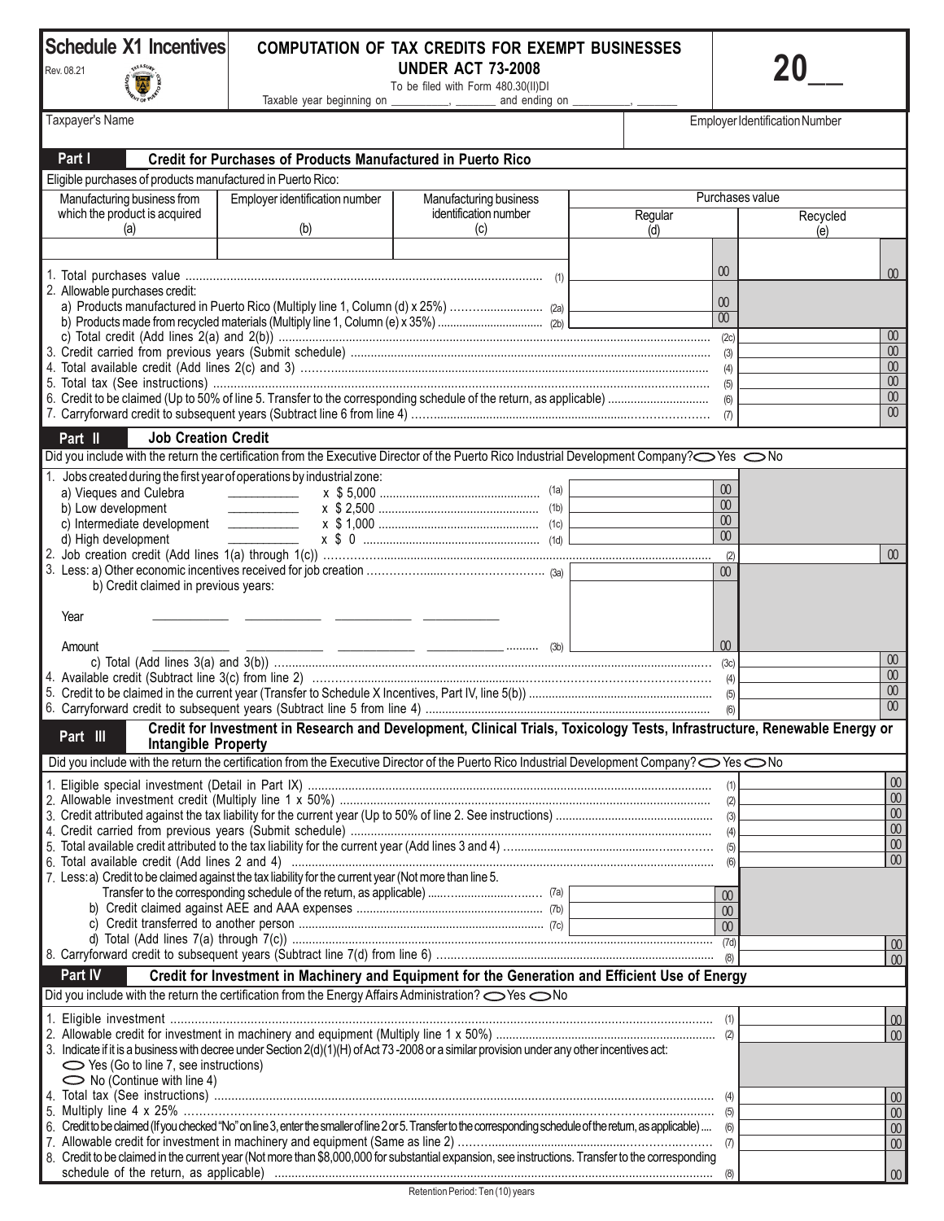# Schedule X1 Incentives

Rev. 08.21

## COMPUTATION OF TAX CREDITS FOR EXEMPT BUSINESSES UNDER ACT 73-2008

To be filed with Form 480.30(II)DI

Taxable year beginning on __________, _______ and ending on __________, _______

**20__**

Taxpayer's Name | Employer Identification Number

## Part I Credit for Purchases of Products Manufactured in Puerto Rico

Eligible purchases of products manufactured in Puerto Rico:

| Manufacturing business from which the product is acquired (a) | Employer identification number (b) | Manufacturing business identification number (c) | Purchases value Regular (d) | Purchases value Recycled (e) |
|---|---|---|---|---|
| | | | | |

1. Total purchases value ............ (1) 00 | 00
2. Allowable purchases credit:
   a) Products manufactured in Puerto Rico (Multiply line 1, Column (d) x 25%) ............ (2a) 00
   b) Products made from recycled materials (Multiply line 1, Column (e) x 35%) ............ (2b) 00
   c) Total credit (Add lines 2(a) and 2(b)) ............ (2c) 00
3. Credit carried from previous years (Submit schedule) ............ (3) 00
4. Total available credit (Add lines 2(c) and 3) ............ (4) 00
5. Total tax (See instructions) ............ (5) 00
6. Credit to be claimed (Up to 50% of line 5. Transfer to the corresponding schedule of the return, as applicable) ............ (6) 00
7. Carryforward credit to subsequent years (Subtract line 6 from line 4) ............ (7) 00

## Part II Job Creation Credit

Did you include with the return the certification from the Executive Director of the Puerto Rico Industrial Development Company? ◯ Yes ◯ No

1. Jobs created during the first year of operations by industrial zone:
   a) Vieques and Culebra __________ x $ 5,000 ............ (1a) 00
   b) Low development __________ x $ 2,500 ............ (1b) 00
   c) Intermediate development __________ x $ 1,000 ............ (1c) 00
   d) High development __________ x $ 0 ............ (1d) 00
2. Job creation credit (Add lines 1(a) through 1(c)) ............ (2) 00
3. Less: a) Other economic incentives received for job creation ............ (3a) 00
   b) Credit claimed in previous years:

   Year __________ __________ __________ __________

   Amount __________ __________ __________ __________ ............ (3b) 00

   c) Total (Add lines 3(a) and 3(b)) ............ (3c) 00
4. Available credit (Subtract line 3(c) from line 2) ............ (4) 00
5. Credit to be claimed in the current year (Transfer to Schedule X Incentives, Part IV, line 5(b)) ............ (5) 00
6. Carryforward credit to subsequent years (Subtract line 5 from line 4) ............ (6) 00

## Part III Credit for Investment in Research and Development, Clinical Trials, Toxicology Tests, Infrastructure, Renewable Energy or Intangible Property

Did you include with the return the certification from the Executive Director of the Puerto Rico Industrial Development Company? ◯ Yes ◯ No

1. Eligible special investment (Detail in Part IX) ............ (1) 00
2. Allowable investment credit (Multiply line 1 x 50%) ............ (2) 00
3. Credit attributed against the tax liability for the current year (Up to 50% of line 2. See instructions) ............ (3) 00
4. Credit carried from previous years (Submit schedule) ............ (4) 00
5. Total available credit attributed to the tax liability for the current year (Add lines 3 and 4) ............ (5) 00
6. Total available credit (Add lines 2 and 4) ............ (6) 00
7. Less: a) Credit to be claimed against the tax liability for the current year (Not more than line 5. Transfer to the corresponding schedule of the return, as applicable) ............ (7a) 00
   b) Credit claimed against AEE and AAA expenses ............ (7b) 00
   c) Credit transferred to another person ............ (7c) 00
   d) Total (Add lines 7(a) through 7(c)) ............ (7d) 00
8. Carryforward credit to subsequent years (Subtract line 7(d) from line 6) ............ (8) 00

## Part IV Credit for Investment in Machinery and Equipment for the Generation and Efficient Use of Energy

Did you include with the return the certification from the Energy Affairs Administration? ◯ Yes ◯ No

1. Eligible investment ............ (1) 00
2. Allowable credit for investment in machinery and equipment (Multiply line 1 x 50%) ............ (2) 00
3. Indicate if it is a business with decree under Section 2(d)(1)(H) of Act 73-2008 or a similar provision under any other incentives act:
   ◯ Yes (Go to line 7, see instructions)
   ◯ No (Continue with line 4)
4. Total tax (See instructions) ............ (4) 00
5. Multiply line 4 x 25% ............ (5) 00
6. Credit to be claimed (If you checked "No" on line 3, enter the smaller of line 2 or 5. Transfer to the corresponding schedule of the return, as applicable) ............ (6) 00
7. Allowable credit for investment in machinery and equipment (Same as line 2) ............ (7) 00
8. Credit to be claimed in the current year (Not more than $8,000,000 for substantial expansion, see instructions. Transfer to the corresponding schedule of the return, as applicable) ............ (8) 00

Retention Period: Ten (10) years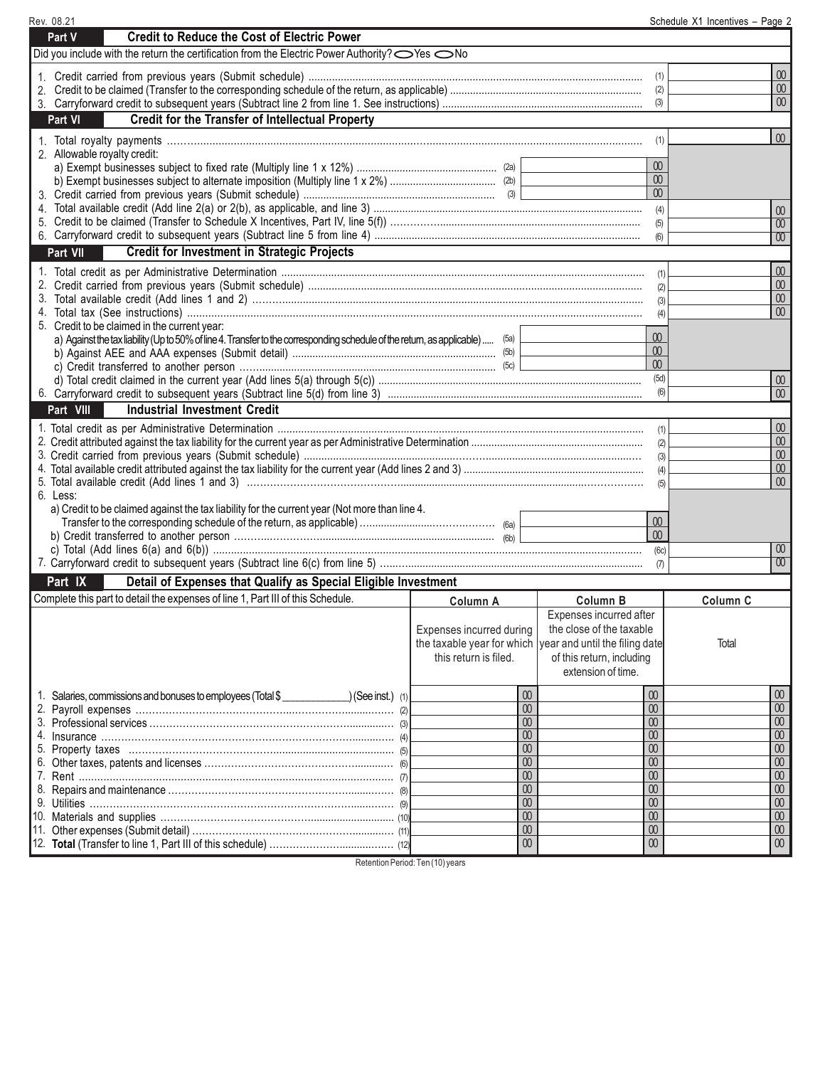## Part V Credit to Reduce the Cost of Electric Power

Did you include with the return the certification from the Electric Power Authority? ◯ Yes ◯ No

| | | | |
|---|---|---|---|
| 1. Credit carried from previous years (Submit schedule) | (1) | | 00 |
| 2. Credit to be claimed (Transfer to the corresponding schedule of the return, as applicable) | (2) | | 00 |
| 3. Carryforward credit to subsequent years (Subtract line 2 from line 1. See instructions) | (3) | | 00 |

## Part VI Credit for the Transfer of Intellectual Property

| | | | | | |
|---|---|---|---|---|---|
| 1. Total royalty payments | | | (1) | | 00 |
| 2. Allowable royalty credit: | | | | | |
| a) Exempt businesses subject to fixed rate (Multiply line 1 x 12%) | (2a) | 00 | | | |
| b) Exempt businesses subject to alternate imposition (Multiply line 1 x 2%) | (2b) | 00 | | | |
| 3. Credit carried from previous years (Submit schedule) | (3) | 00 | | | |
| 4. Total available credit (Add line 2(a) or 2(b), as applicable, and line 3) | | | (4) | | 00 |
| 5. Credit to be claimed (Transfer to Schedule X Incentives, Part IV, line 5(f)) | | | (5) | | 00 |
| 6. Carryforward credit to subsequent years (Subtract line 5 from line 4) | | | (6) | | 00 |

## Part VII Credit for Investment in Strategic Projects

| | | | | | |
|---|---|---|---|---|---|
| 1. Total credit as per Administrative Determination | | | (1) | | 00 |
| 2. Credit carried from previous years (Submit schedule) | | | (2) | | 00 |
| 3. Total available credit (Add lines 1 and 2) | | | (3) | | 00 |
| 4. Total tax (See instructions) | | | (4) | | 00 |
| 5. Credit to be claimed in the current year: | | | | | |
| a) Against the tax liability (Up to 50% of line 4. Transfer to the corresponding schedule of the return, as applicable) | (5a) | 00 | | | |
| b) Against AEE and AAA expenses (Submit detail) | (5b) | 00 | | | |
| c) Credit transferred to another person | (5c) | 00 | | | |
| d) Total credit claimed in the current year (Add lines 5(a) through 5(c)) | | | (5d) | | 00 |
| 6. Carryforward credit to subsequent years (Subtract line 5(d) from line 3) | | | (6) | | 00 |

## Part VIII Industrial Investment Credit

| | | | | | |
|---|---|---|---|---|---|
| 1. Total credit as per Administrative Determination | | | (1) | | 00 |
| 2. Credit attributed against the tax liability for the current year as per Administrative Determination | | | (2) | | 00 |
| 3. Credit carried from previous years (Submit schedule) | | | (3) | | 00 |
| 4. Total available credit attributed against the tax liability for the current year (Add lines 2 and 3) | | | (4) | | 00 |
| 5. Total available credit (Add lines 1 and 3) | | | (5) | | 00 |
| 6. Less: | | | | | |
| a) Credit to be claimed against the tax liability for the current year (Not more than line 4. Transfer to the corresponding schedule of the return, as applicable) | (6a) | 00 | | | |
| b) Credit transferred to another person | (6b) | 00 | | | |
| c) Total (Add lines 6(a) and 6(b)) | | | (6c) | | 00 |
| 7. Carryforward credit to subsequent years (Subtract line 6(c) from line 5) | | | (7) | | 00 |

## Part IX Detail of Expenses that Qualify as Special Eligible Investment

| Complete this part to detail the expenses of line 1, Part III of this Schedule. | Column A<br>Expenses incurred during the taxable year for which this return is filed. | Column B<br>Expenses incurred after the close of the taxable year and until the filing date of this return, including extension of time. | Column C<br>Total |
|---|---|---|---|
| 1. Salaries, commissions and bonuses to employees (Total $____________) (See inst.) (1) | 00 | 00 | 00 |
| 2. Payroll expenses (2) | 00 | 00 | 00 |
| 3. Professional services (3) | 00 | 00 | 00 |
| 4. Insurance (4) | 00 | 00 | 00 |
| 5. Property taxes (5) | 00 | 00 | 00 |
| 6. Other taxes, patents and licenses (6) | 00 | 00 | 00 |
| 7. Rent (7) | 00 | 00 | 00 |
| 8. Repairs and maintenance (8) | 00 | 00 | 00 |
| 9. Utilities (9) | 00 | 00 | 00 |
| 10. Materials and supplies (10) | 00 | 00 | 00 |
| 11. Other expenses (Submit detail) (11) | 00 | 00 | 00 |
| 12. **Total** (Transfer to line 1, Part III of this schedule) (12) | 00 | 00 | 00 |

Retention Period: Ten (10) years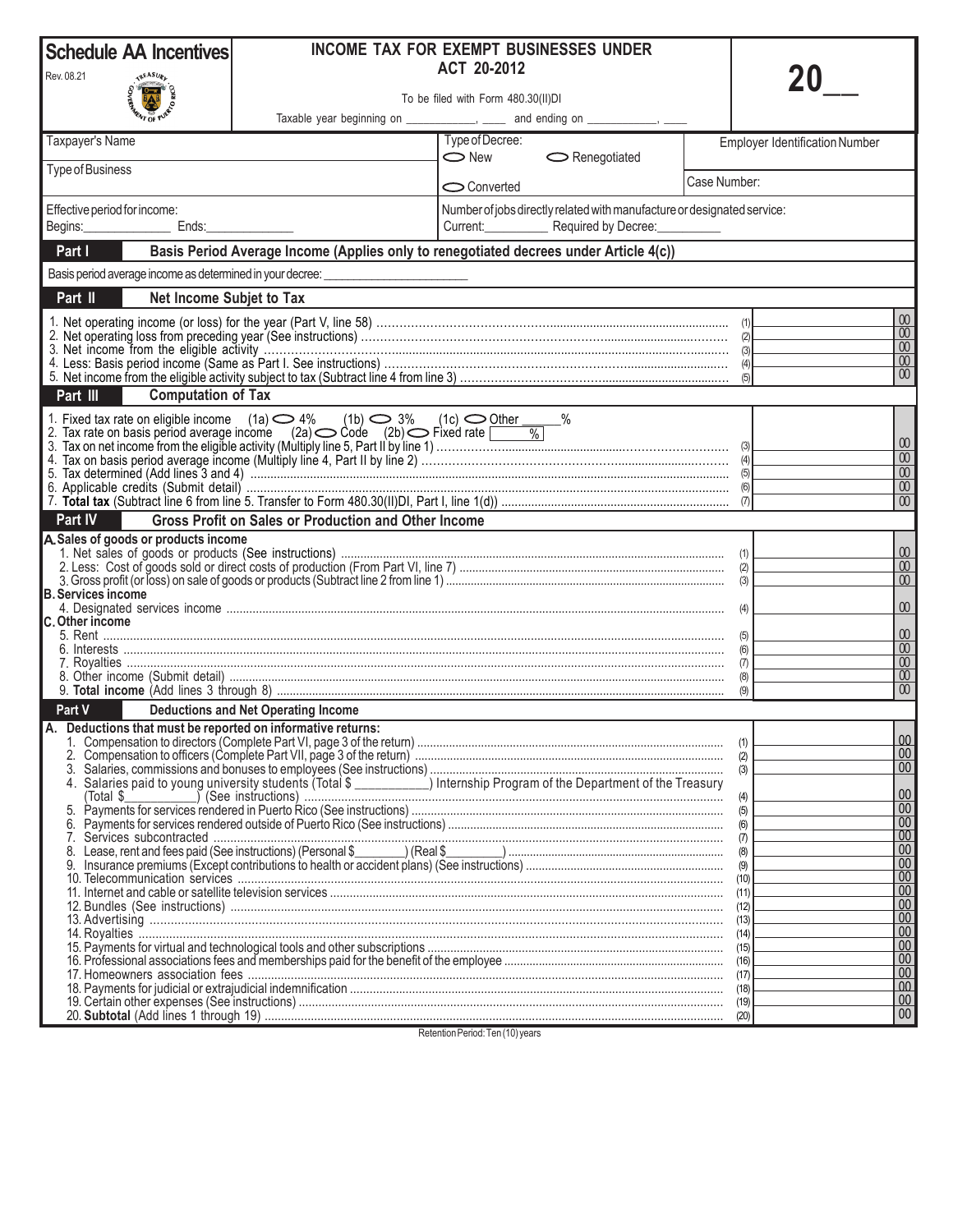# Schedule AA Incentives

Rev. 08.21

## INCOME TAX FOR EXEMPT BUSINESSES UNDER ACT 20-2012

To be filed with Form 480.30(II)DI

Taxable year beginning on ___________, ____ and ending on ___________, ____

**20__**

| Taxpayer's Name | Type of Decree: ⬭ New ⬭ Renegotiated | Employer Identification Number |
|---|---|---|
| Type of Business | ⬭ Converted | Case Number: |
| Effective period for income: Begins:_____________ Ends:_____________ | Number of jobs directly related with manufacture or designated service: Current:_________ Required by Decree:_________ | |

## Part I Basis Period Average Income (Applies only to renegotiated decrees under Article 4(c))

Basis period average income as determined in your decree: ____________________

## Part II Net Income Subjet to Tax

| | | | |
|---|---|---|---|
| 1. Net operating income (or loss) for the year (Part V, line 58) | (1) | | 00 |
| 2. Net operating loss from preceding year (See instructions) | (2) | | 00 |
| 3. Net income from the eligible activity | (3) | | 00 |
| 4. Less: Basis period income (Same as Part I. See instructions) | (4) | | 00 |
| 5. Net income from the eligible activity subject to tax (Subtract line 4 from line 3) | (5) | | 00 |

## Part III Computation of Tax

1. Fixed tax rate on eligible income (1a) ⬭ 4% (1b) ⬭ 3% (1c) ⬭ Other _____%
2. Tax rate on basis period average income (2a) ⬭ Code (2b) ⬭ Fixed rate [ %]

| | | | |
|---|---|---|---|
| 3. Tax on net income from the eligible activity (Multiply line 5, Part II by line 1) | (3) | | 00 |
| 4. Tax on basis period average income (Multiply line 4, Part II by line 2) | (4) | | 00 |
| 5. Tax determined (Add lines 3 and 4) | (5) | | 00 |
| 6. Applicable credits (Submit detail) | (6) | | 00 |
| 7. **Total tax** (Subtract line 6 from line 5. Transfer to Form 480.30(II)DI, Part I, line 1(d)) | (7) | | 00 |

## Part IV Gross Profit on Sales or Production and Other Income

| | | | |
|---|---|---|---|
| **A. Sales of goods or products income** | | | |
| 1. Net sales of goods or products (See instructions) | (1) | | 00 |
| 2. Less: Cost of goods sold or direct costs of production (From Part VI, line 7) | (2) | | 00 |
| 3. Gross profit (or loss) on sale of goods or products (Subtract line 2 from line 1) | (3) | | 00 |
| **B. Services income** | | | |
| 4. Designated services income | (4) | | 00 |
| **C. Other income** | | | |
| 5. Rent | (5) | | 00 |
| 6. Interests | (6) | | 00 |
| 7. Royalties | (7) | | 00 |
| 8. Other income (Submit detail) | (8) | | 00 |
| 9. **Total income** (Add lines 3 through 8) | (9) | | 00 |

## Part V Deductions and Net Operating Income

| | | | |
|---|---|---|---|
| **A. Deductions that must be reported on informative returns:** | | | |
| 1. Compensation to directors (Complete Part VI, page 3 of the return) | (1) | | 00 |
| 2. Compensation to officers (Complete Part VII, page 3 of the return) | (2) | | 00 |
| 3. Salaries, commissions and bonuses to employees (See instructions) | (3) | | 00 |
| 4. Salaries paid to young university students (Total $__________) Internship Program of the Department of the Treasury (Total $__________) (See instructions) | (4) | | 00 |
| 5. Payments for services rendered in Puerto Rico (See instructions) | (5) | | 00 |
| 6. Payments for services rendered outside of Puerto Rico (See instructions) | (6) | | 00 |
| 7. Services subcontracted | (7) | | 00 |
| 8. Lease, rent and fees paid (See instructions) (Personal $_______) (Real $_______) | (8) | | 00 |
| 9. Insurance premiums (Except contributions to health or accident plans) (See instructions) | (9) | | 00 |
| 10. Telecommunication services | (10) | | 00 |
| 11. Internet and cable or satellite television services | (11) | | 00 |
| 12. Bundles (See instructions) | (12) | | 00 |
| 13. Advertising | (13) | | 00 |
| 14. Royalties | (14) | | 00 |
| 15. Payments for virtual and technological tools and other subscriptions | (15) | | 00 |
| 16. Professional associations fees and memberships paid for the benefit of the employee | (16) | | 00 |
| 17. Homeowners association fees | (17) | | 00 |
| 18. Payments for judicial or extrajudicial indemnification | (18) | | 00 |
| 19. Certain other expenses (See instructions) | (19) | | 00 |
| 20. **Subtotal** (Add lines 1 through 19) | (20) | | 00 |

Retention Period: Ten (10) years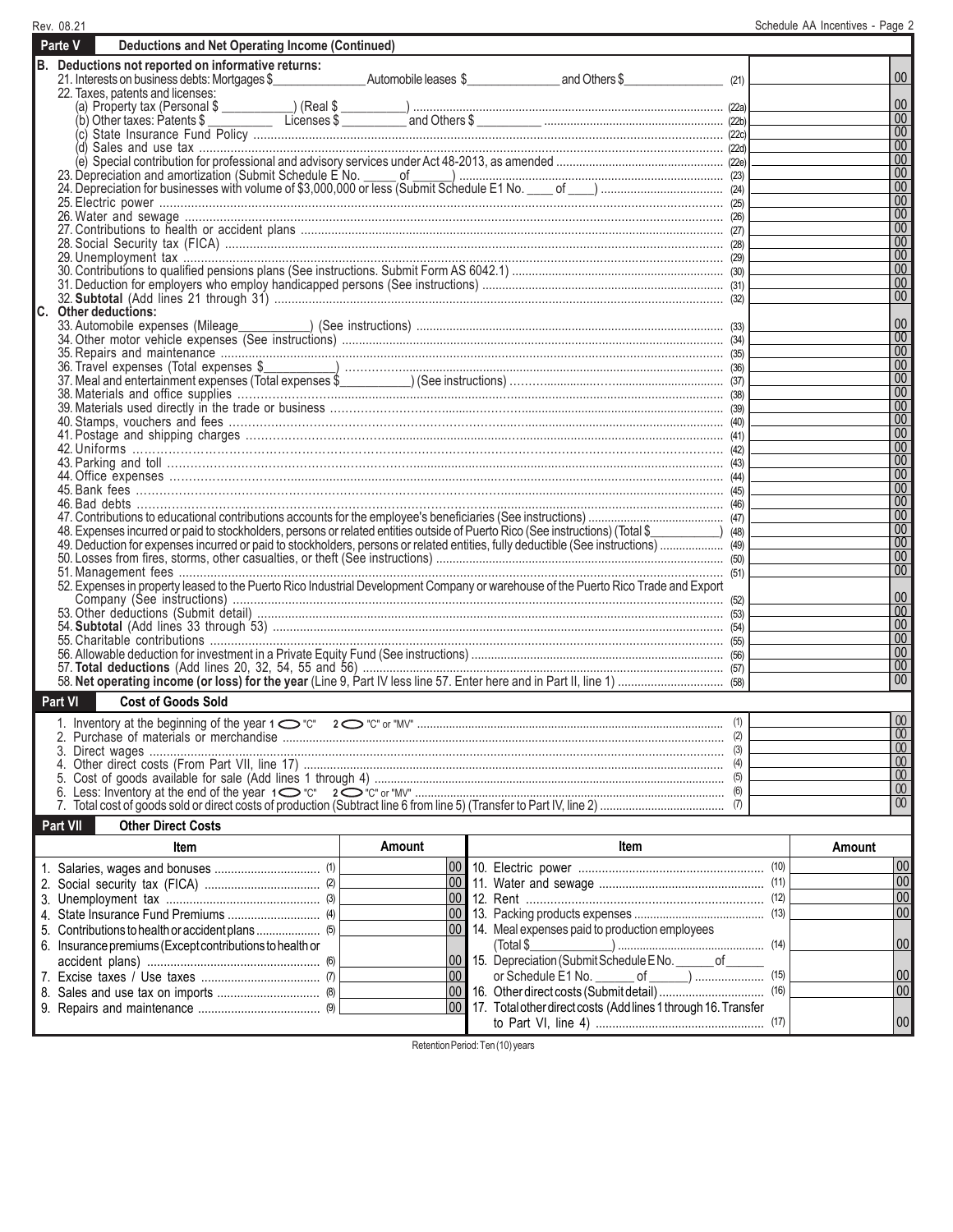Rev. 08.21

## Parte V Deductions and Net Operating Income (Continued)

**B. Deductions not reported on informative returns:**

| Line | | Amount |
|---|---|---|
| 21. Interests on business debts: Mortgages $_______ Automobile leases $_______ and Others $_______ | (21) | 00 |
| 22. Taxes, patents and licenses: | | |
| (a) Property tax (Personal $ _______) (Real $ _______) | (22a) | 00 |
| (b) Other taxes: Patents $ _______ Licenses $ _______ and Others $ _______ | (22b) | 00 |
| (c) State Insurance Fund Policy | (22c) | 00 |
| (d) Sales and use tax | (22d) | 00 |
| (e) Special contribution for professional and advisory services under Act 48-2013, as amended | (22e) | 00 |
| 23. Depreciation and amortization (Submit Schedule E No. _____ of _____) | (23) | 00 |
| 24. Depreciation for businesses with volume of $3,000,000 or less (Submit Schedule E1 No. ____ of ____) | (24) | 00 |
| 25. Electric power | (25) | 00 |
| 26. Water and sewage | (26) | 00 |
| 27. Contributions to health or accident plans | (27) | 00 |
| 28. Social Security tax (FICA) | (28) | 00 |
| 29. Unemployment tax | (29) | 00 |
| 30. Contributions to qualified pensions plans (See instructions. Submit Form AS 6042.1) | (30) | 00 |
| 31. Deduction for employers who employ handicapped persons (See instructions) | (31) | 00 |
| 32. **Subtotal** (Add lines 21 through 31) | (32) | 00 |

**C. Other deductions:**

| Line | | Amount |
|---|---|---|
| 33. Automobile expenses (Mileage_______) (See instructions) | (33) | 00 |
| 34. Other motor vehicle expenses (See instructions) | (34) | 00 |
| 35. Repairs and maintenance | (35) | 00 |
| 36. Travel expenses (Total expenses $_______) | (36) | 00 |
| 37. Meal and entertainment expenses (Total expenses $_______) (See instructions) | (37) | 00 |
| 38. Materials and office supplies | (38) | 00 |
| 39. Materials used directly in the trade or business | (39) | 00 |
| 40. Stamps, vouchers and fees | (40) | 00 |
| 41. Postage and shipping charges | (41) | 00 |
| 42. Uniforms | (42) | 00 |
| 43. Parking and toll | (43) | 00 |
| 44. Office expenses | (44) | 00 |
| 45. Bank fees | (45) | 00 |
| 46. Bad debts | (46) | 00 |
| 47. Contributions to educational contributions accounts for the employee's beneficiaries (See instructions) | (47) | 00 |
| 48. Expenses incurred or paid to stockholders, persons or related entities outside of Puerto Rico (See instructions) (Total $_______) | (48) | 00 |
| 49. Deduction for expenses incurred or paid to stockholders, persons or related entities, fully deductible (See instructions) | (49) | 00 |
| 50. Losses from fires, storms, other casualties, or theft (See instructions) | (50) | 00 |
| 51. Management fees | (51) | 00 |
| 52. Expenses in property leased to the Puerto Rico Industrial Development Company or warehouse of the Puerto Rico Trade and Export Company (See instructions) | (52) | 00 |
| 53. Other deductions (Submit detail) | (53) | 00 |
| 54. **Subtotal** (Add lines 33 through 53) | (54) | 00 |
| 55. Charitable contributions | (55) | 00 |
| 56. Allowable deduction for investment in a Private Equity Fund (See instructions) | (56) | 00 |
| 57. **Total deductions** (Add lines 20, 32, 54, 55 and 56) | (57) | 00 |
| 58. **Net operating income (or loss) for the year** (Line 9, Part IV less line 57. Enter here and in Part II, line 1) | (58) | 00 |

## Part VI Cost of Goods Sold

| Line | | Amount |
|---|---|---|
| 1. Inventory at the beginning of the year 1 ◯ "C" 2 ◯ "C" or "MV" | (1) | 00 |
| 2. Purchase of materials or merchandise | (2) | 00 |
| 3. Direct wages | (3) | 00 |
| 4. Other direct costs (From Part VII, line 17) | (4) | 00 |
| 5. Cost of goods available for sale (Add lines 1 through 4) | (5) | 00 |
| 6. Less: Inventory at the end of the year 1 ◯ "C" 2 ◯ "C" or "MV" | (6) | 00 |
| 7. Total cost of goods sold or direct costs of production (Subtract line 6 from line 5) (Transfer to Part IV, line 2) | (7) | 00 |

## Part VII Other Direct Costs

| Item | Amount | Item | Amount |
|---|---|---|---|
| 1. Salaries, wages and bonuses (1) | 00 | 10. Electric power (10) | 00 |
| 2. Social security tax (FICA) (2) | 00 | 11. Water and sewage (11) | 00 |
| 3. Unemployment tax (3) | 00 | 12. Rent (12) | 00 |
| 4. State Insurance Fund Premiums (4) | 00 | 13. Packing products expenses (13) | 00 |
| 5. Contributions to health or accident plans (5) | 00 | 14. Meal expenses paid to production employees (Total $_______) (14) | 00 |
| 6. Insurance premiums (Except contributions to health or accident plans) (6) | 00 | 15. Depreciation (Submit Schedule E No. ______ of ______ or Schedule E1 No. ______ of ______) (15) | 00 |
| 7. Excise taxes / Use taxes (7) | 00 | 16. Other direct costs (Submit detail) (16) | 00 |
| 8. Sales and use tax on imports (8) | 00 | 17. Total other direct costs (Add lines 1 through 16. Transfer to Part VI, line 4) (17) | 00 |
| 9. Repairs and maintenance (9) | 00 | | |

Retention Period: Ten (10) years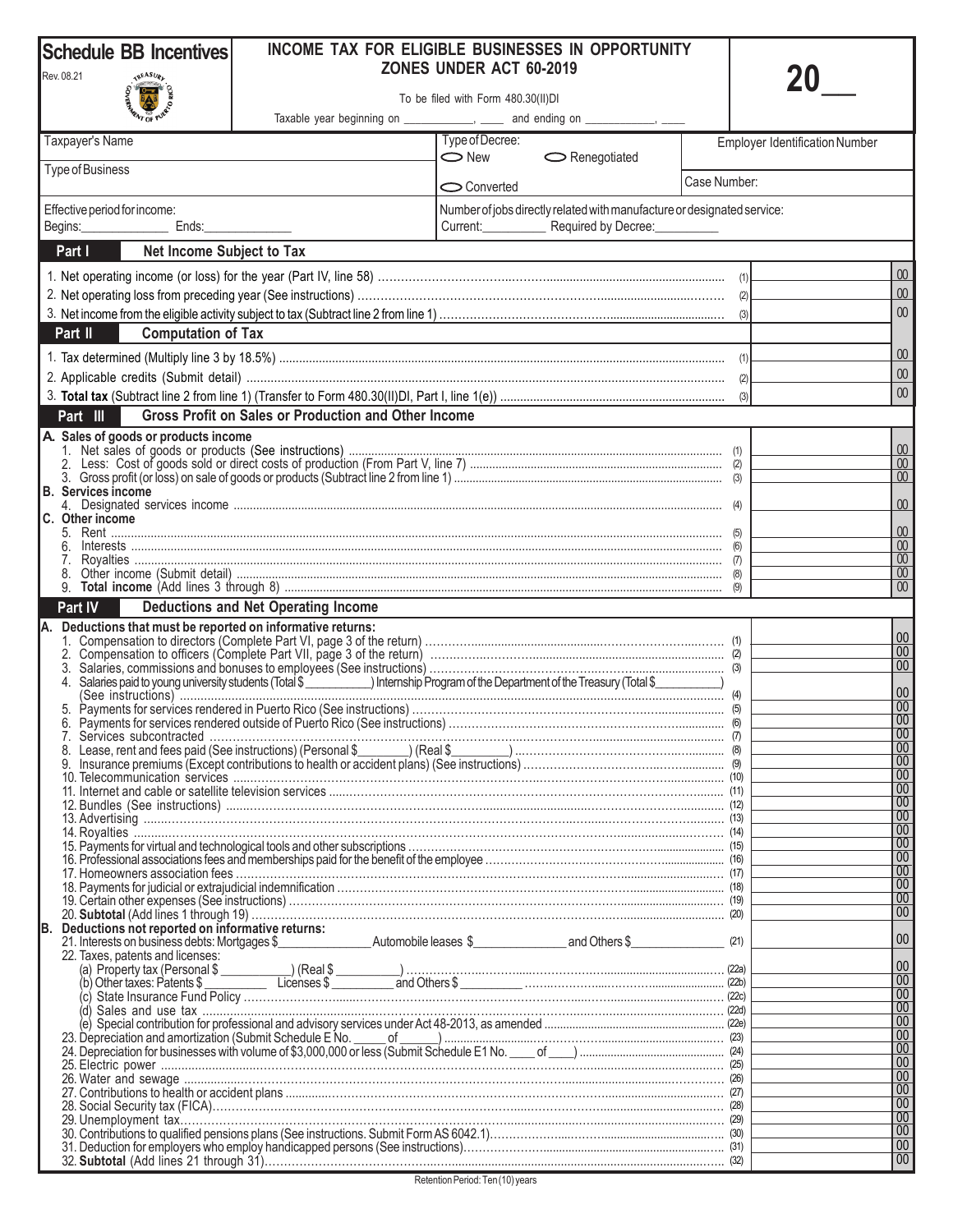# Schedule BB Incentives

Rev. 08.21

## INCOME TAX FOR ELIGIBLE BUSINESSES IN OPPORTUNITY ZONES UNDER ACT 60-2019

To be filed with Form 480.30(II)DI

Taxable year beginning on ___________, ____ and ending on ___________, ____

**20__**

| Taxpayer's Name | Type of Decree: ◯ New ◯ Renegotiated | Employer Identification Number |
|---|---|---|
| Type of Business | ◯ Converted | Case Number: |
| Effective period for income: Begins:____________ Ends:____________ | Number of jobs directly related with manufacture or designated service: Current:__________ Required by Decree:__________ | |

### Part I Net Income Subject to Tax

| | | | |
|---|---|---|---|
| 1. Net operating income (or loss) for the year (Part IV, line 58) | (1) | | 00 |
| 2. Net operating loss from preceding year (See instructions) | (2) | | 00 |
| 3. Net income from the eligible activity subject to tax (Subtract line 2 from line 1) | (3) | | 00 |

### Part II Computation of Tax

| | | | |
|---|---|---|---|
| 1. Tax determined (Multiply line 3 by 18.5%) | (1) | | 00 |
| 2. Applicable credits (Submit detail) | (2) | | 00 |
| 3. **Total tax** (Subtract line 2 from line 1) (Transfer to Form 480.30(II)DI, Part I, line 1(e)) | (3) | | 00 |

### Part III Gross Profit on Sales or Production and Other Income

| | | | |
|---|---|---|---|
| **A. Sales of goods or products income** | | | |
| 1. Net sales of goods or products (See instructions) | (1) | | 00 |
| 2. Less: Cost of goods sold or direct costs of production (From Part V, line 7) | (2) | | 00 |
| 3. Gross profit (or loss) on sale of goods or products (Subtract line 2 from line 1) | (3) | | 00 |
| **B. Services income** | | | |
| 4. Designated services income | (4) | | 00 |
| **C. Other income** | | | |
| 5. Rent | (5) | | 00 |
| 6. Interests | (6) | | 00 |
| 7. Royalties | (7) | | 00 |
| 8. Other income (Submit detail) | (8) | | 00 |
| 9. **Total income** (Add lines 3 through 8) | (9) | | 00 |

### Part IV Deductions and Net Operating Income

| | | | |
|---|---|---|---|
| **A. Deductions that must be reported on informative returns:** | | | |
| 1. Compensation to directors (Complete Part VI, page 3 of the return) | (1) | | 00 |
| 2. Compensation to officers (Complete Part VII, page 3 of the return) | (2) | | 00 |
| 3. Salaries, commissions and bonuses to employees (See instructions) | (3) | | 00 |
| 4. Salaries paid to young university students (Total $__________) Internship Program of the Department of the Treasury (Total $__________) (See instructions) | (4) | | 00 |
| 5. Payments for services rendered in Puerto Rico (See instructions) | (5) | | 00 |
| 6. Payments for services rendered outside of Puerto Rico (See instructions) | (6) | | 00 |
| 7. Services subcontracted | (7) | | 00 |
| 8. Lease, rent and fees paid (See instructions) (Personal $________) (Real $________) | (8) | | 00 |
| 9. Insurance premiums (Except contributions to health or accident plans) (See instructions) | (9) | | 00 |
| 10. Telecommunication services | (10) | | 00 |
| 11. Internet and cable or satellite television services | (11) | | 00 |
| 12. Bundles (See instructions) | (12) | | 00 |
| 13. Advertising | (13) | | 00 |
| 14. Royalties | (14) | | 00 |
| 15. Payments for virtual and technological tools and other subscriptions | (15) | | 00 |
| 16. Professional associations fees and memberships paid for the benefit of the employee | (16) | | 00 |
| 17. Homeowners association fees | (17) | | 00 |
| 18. Payments for judicial or extrajudicial indemnification | (18) | | 00 |
| 19. Certain other expenses (See instructions) | (19) | | 00 |
| 20. **Subtotal** (Add lines 1 through 19) | (20) | | 00 |
| **B. Deductions not reported on informative returns:** | | | |
| 21. Interests on business debts: Mortgages $__________ Automobile leases $__________ and Others $__________ | (21) | | 00 |
| 22. Taxes, patents and licenses: | | | |
| (a) Property tax (Personal $__________) (Real $__________) | (22a) | | 00 |
| (b) Other taxes: Patents $__________ Licenses $__________ and Others $__________ | (22b) | | 00 |
| (c) State Insurance Fund Policy | (22c) | | 00 |
| (d) Sales and use tax | (22d) | | 00 |
| (e) Special contribution for professional and advisory services under Act 48-2013, as amended | (22e) | | 00 |
| 23. Depreciation and amortization (Submit Schedule E No. _____ of _____) | (23) | | 00 |
| 24. Depreciation for businesses with volume of $3,000,000 or less (Submit Schedule E1 No. ____ of ____) | (24) | | 00 |
| 25. Electric power | (25) | | 00 |
| 26. Water and sewage | (26) | | 00 |
| 27. Contributions to health or accident plans | (27) | | 00 |
| 28. Social Security tax (FICA) | (28) | | 00 |
| 29. Unemployment tax | (29) | | 00 |
| 30. Contributions to qualified pensions plans (See instructions. Submit Form AS 6042.1) | (30) | | 00 |
| 31. Deduction for employers who employ handicapped persons (See instructions) | (31) | | 00 |
| 32. **Subtotal** (Add lines 21 through 31) | (32) | | 00 |

Retention Period: Ten (10) years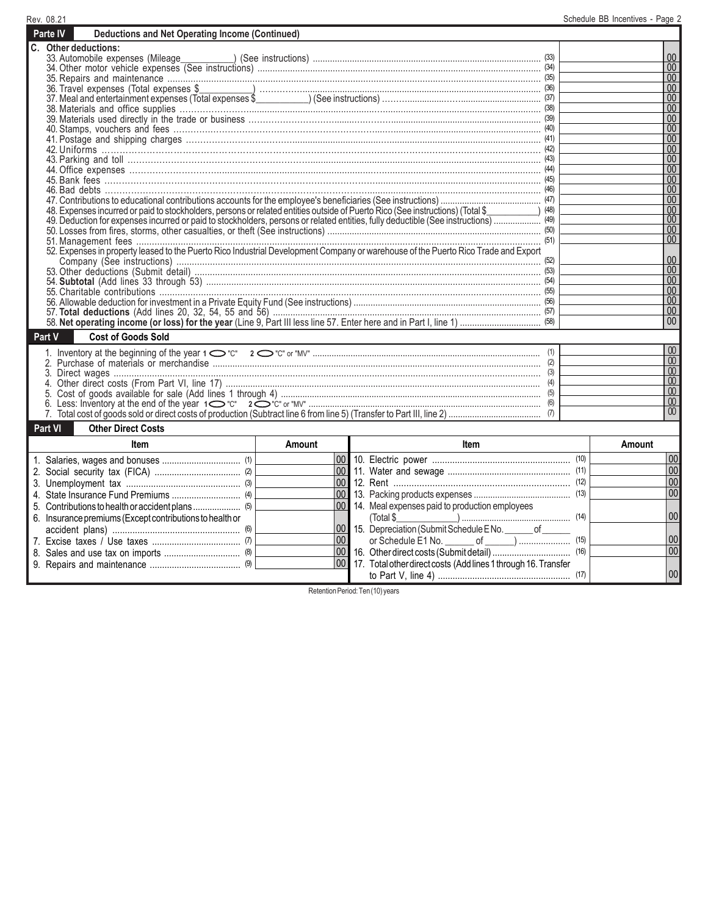Rev. 08.21

## Parte IV — Deductions and Net Operating Income (Continued)

**C. Other deductions:**

| | | | |
|---|---|---|---|
| 33. Automobile expenses (Mileage__________) (See instructions) | (33) | | 00 |
| 34. Other motor vehicle expenses (See instructions) | (34) | | 00 |
| 35. Repairs and maintenance | (35) | | 00 |
| 36. Travel expenses (Total expenses $__________) | (36) | | 00 |
| 37. Meal and entertainment expenses (Total expenses $__________) (See instructions) | (37) | | 00 |
| 38. Materials and office supplies | (38) | | 00 |
| 39. Materials used directly in the trade or business | (39) | | 00 |
| 40. Stamps, vouchers and fees | (40) | | 00 |
| 41. Postage and shipping charges | (41) | | 00 |
| 42. Uniforms | (42) | | 00 |
| 43. Parking and toll | (43) | | 00 |
| 44. Office expenses | (44) | | 00 |
| 45. Bank fees | (45) | | 00 |
| 46. Bad debts | (46) | | 00 |
| 47. Contributions to educational contributions accounts for the employee's beneficiaries (See instructions) | (47) | | 00 |
| 48. Expenses incurred or paid to stockholders, persons or related entities outside of Puerto Rico (See instructions) (Total $__________) | (48) | | 00 |
| 49. Deduction for expenses incurred or paid to stockholders, persons or related entities, fully deductible (See instructions) | (49) | | 00 |
| 50. Losses from fires, storms, other casualties, or theft (See instructions) | (50) | | 00 |
| 51. Management fees | (51) | | 00 |
| 52. Expenses in property leased to the Puerto Rico Industrial Development Company or warehouse of the Puerto Rico Trade and Export Company (See instructions) | (52) | | 00 |
| 53. Other deductions (Submit detail) | (53) | | 00 |
| 54. **Subtotal** (Add lines 33 through 53) | (54) | | 00 |
| 55. Charitable contributions | (55) | | 00 |
| 56. Allowable deduction for investment in a Private Equity Fund (See instructions) | (56) | | 00 |
| 57. **Total deductions** (Add lines 20, 32, 54, 55 and 56) | (57) | | 00 |
| 58. **Net operating income (or loss) for the year** (Line 9, Part III less line 57. Enter here and in Part I, line 1) | (58) | | 00 |

## Part V — Cost of Goods Sold

| | | | |
|---|---|---|---|
| 1. Inventory at the beginning of the year 1 ⬭ "C" 2 ⬭ "C" or "MV" | (1) | | 00 |
| 2. Purchase of materials or merchandise | (2) | | 00 |
| 3. Direct wages | (3) | | 00 |
| 4. Other direct costs (From Part VI, line 17) | (4) | | 00 |
| 5. Cost of goods available for sale (Add lines 1 through 4) | (5) | | 00 |
| 6. Less: Inventory at the end of the year 1 ⬭ "C" 2 ⬭ "C" or "MV" | (6) | | 00 |
| 7. Total cost of goods sold or direct costs of production (Subtract line 6 from line 5) (Transfer to Part III, line 2) | (7) | | 00 |

## Part VI — Other Direct Costs

| Item | Amount | Item | Amount |
|---|---|---|---|
| 1. Salaries, wages and bonuses (1) | 00 | 10. Electric power (10) | 00 |
| 2. Social security tax (FICA) (2) | 00 | 11. Water and sewage (11) | 00 |
| 3. Unemployment tax (3) | 00 | 12. Rent (12) | 00 |
| 4. State Insurance Fund Premiums (4) | 00 | 13. Packing products expenses (13) | 00 |
| 5. Contributions to health or accident plans (5) | 00 | 14. Meal expenses paid to production employees (Total $__________) (14) | 00 |
| 6. Insurance premiums (Except contributions to health or accident plans) (6) | 00 | 15. Depreciation (Submit Schedule E No. ______ of ______ or Schedule E1 No. ______ of ______) (15) | 00 |
| 7. Excise taxes / Use taxes (7) | 00 | 16. Other direct costs (Submit detail) (16) | 00 |
| 8. Sales and use tax on imports (8) | 00 | 17. Total other direct costs (Add lines 1 through 16. Transfer to Part V, line 4) (17) | 00 |
| 9. Repairs and maintenance (9) | 00 | | |

Retention Period: Ten (10) years